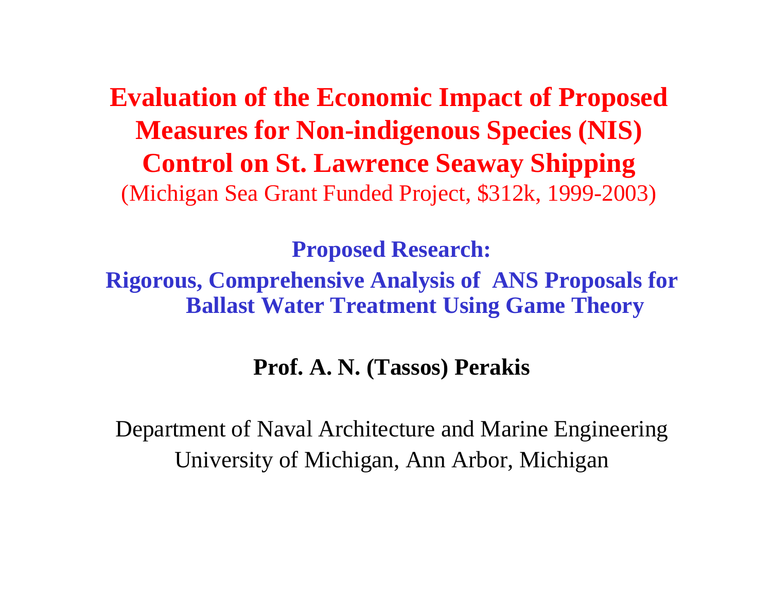# Evaluation of the Economic Impact of Proposed Measures for Non-indigenous Species (NIS) Control on St. Lawrence Seaway Shipping

(Michigan Sea Grant Funded Project, $312k, 1999-2003)

## Proposed Research:

## Rigorous, Comprehensive Analysis of ANS Proposals for Ballast Water Treatment Using Game Theory

**Prof. A. N. (Tassos) Perakis**

Department of Naval Architecture and Marine Engineering
University of Michigan, Ann Arbor, Michigan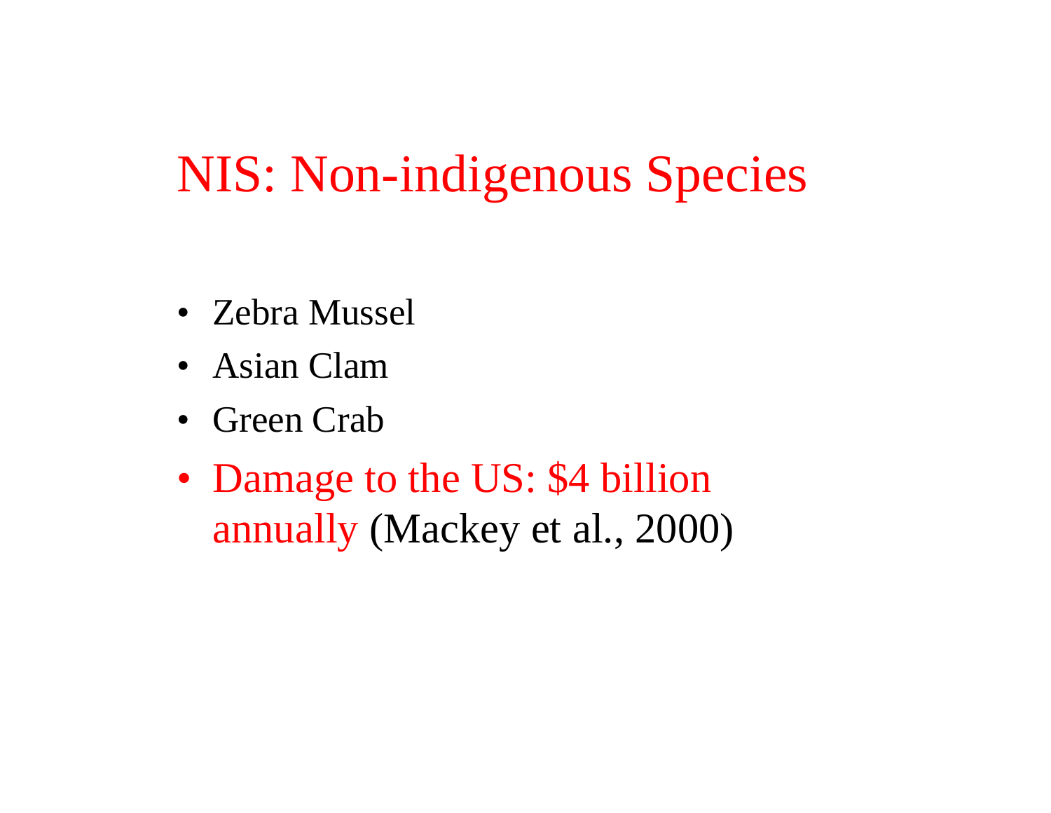# NIS: Non-indigenous Species

- Zebra Mussel
- Asian Clam
- Green Crab
- Damage to the US: $4 billion annually (Mackey et al., 2000)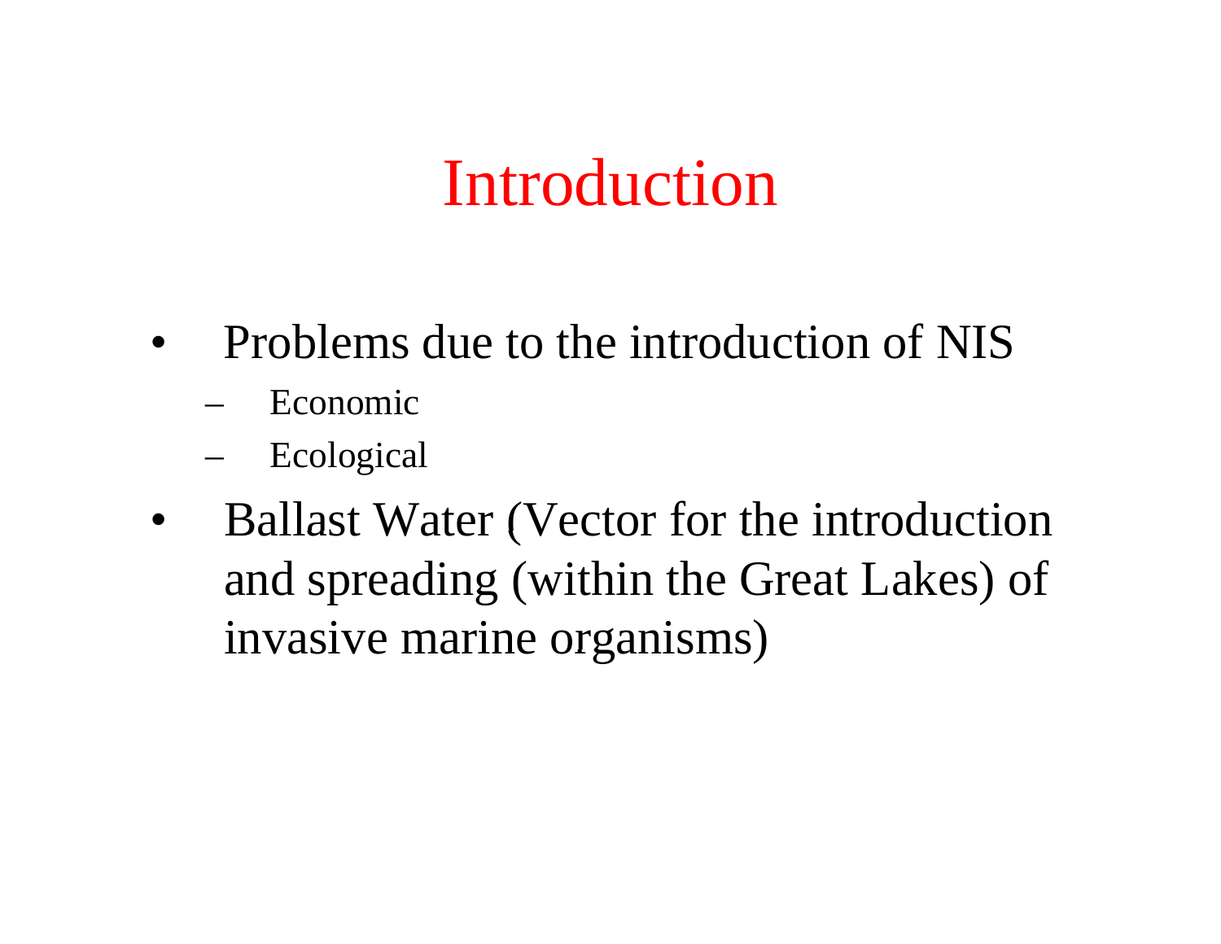# Introduction

- Problems due to the introduction of NIS
  - Economic
  - Ecological
- Ballast Water (Vector for the introduction and spreading (within the Great Lakes) of invasive marine organisms)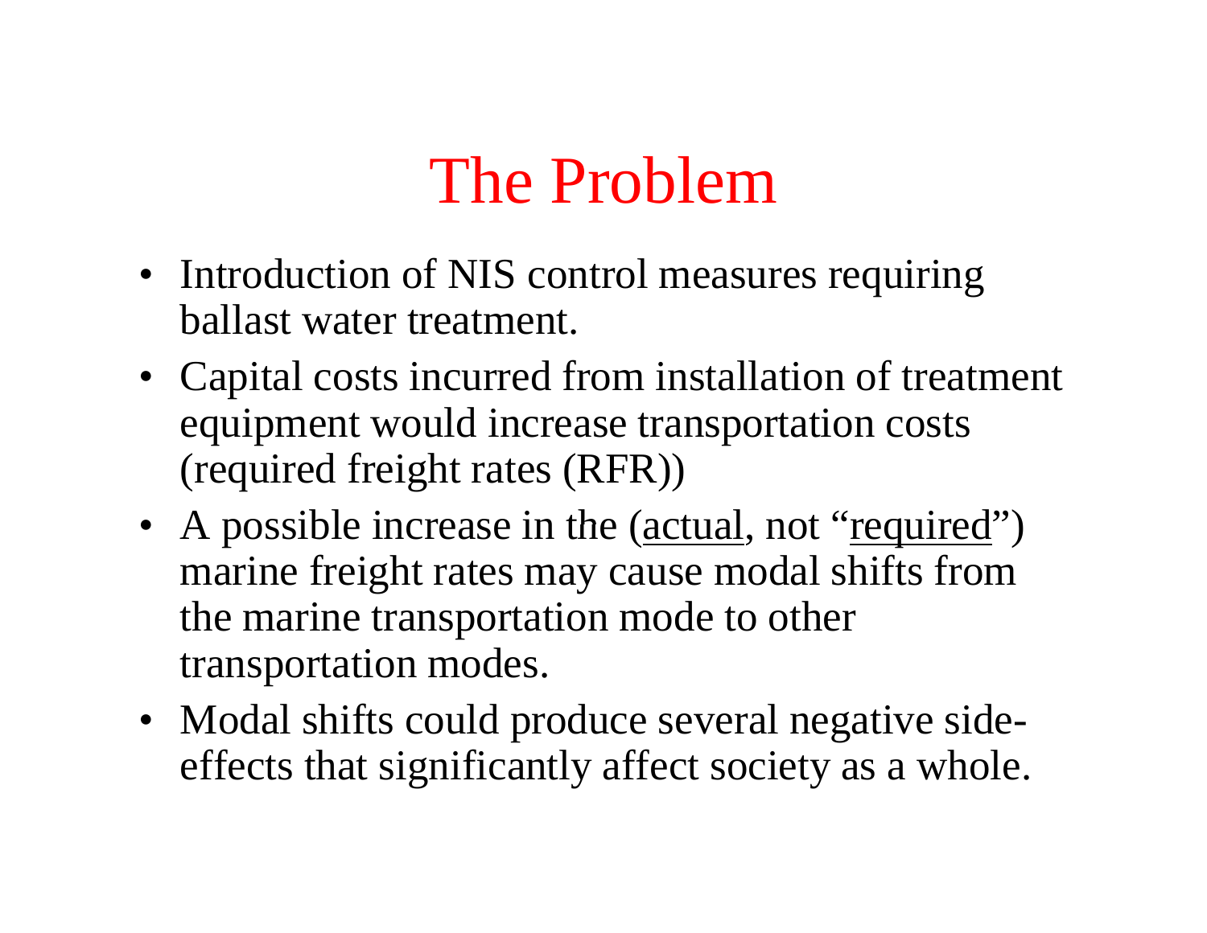# The Problem

- Introduction of NIS control measures requiring ballast water treatment.
- Capital costs incurred from installation of treatment equipment would increase transportation costs (required freight rates (RFR))
- A possible increase in the (<u>actual</u>, not "<u>required</u>") marine freight rates may cause modal shifts from the marine transportation mode to other transportation modes.
- Modal shifts could produce several negative side-effects that significantly affect society as a whole.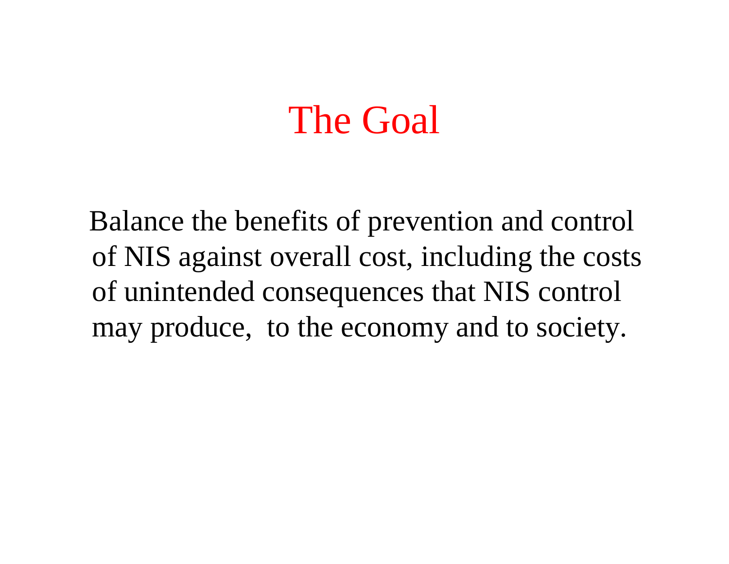# The Goal

Balance the benefits of prevention and control of NIS against overall cost, including the costs of unintended consequences that NIS control may produce, to the economy and to society.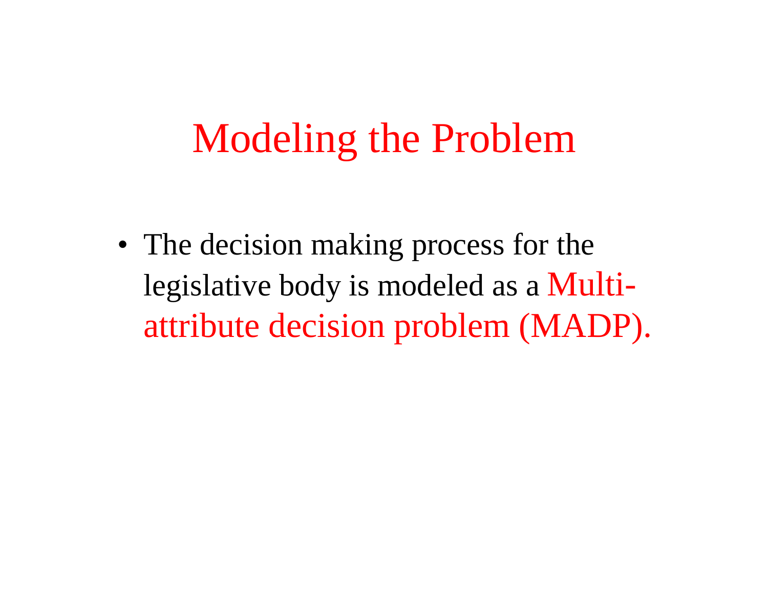# Modeling the Problem

- The decision making process for the legislative body is modeled as a Multi-attribute decision problem (MADP).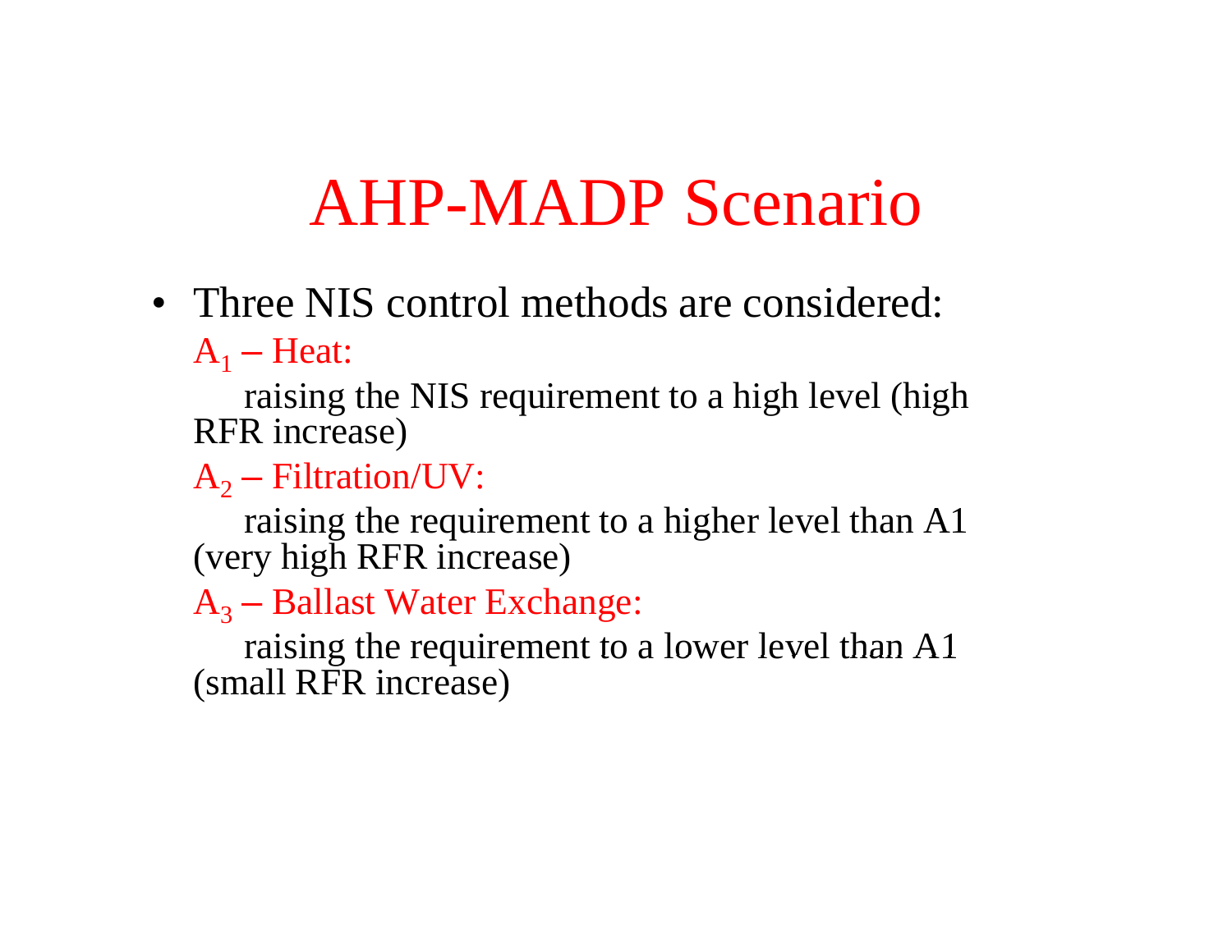# AHP-MADP Scenario

- Three NIS control methods are considered:

  $A_1$ – Heat:

  raising the NIS requirement to a high level (high RFR increase)

  $A_2$ – Filtration/UV:

  raising the requirement to a higher level than A1 (very high RFR increase)

  $A_3$ – Ballast Water Exchange:

  raising the requirement to a lower level than A1 (small RFR increase)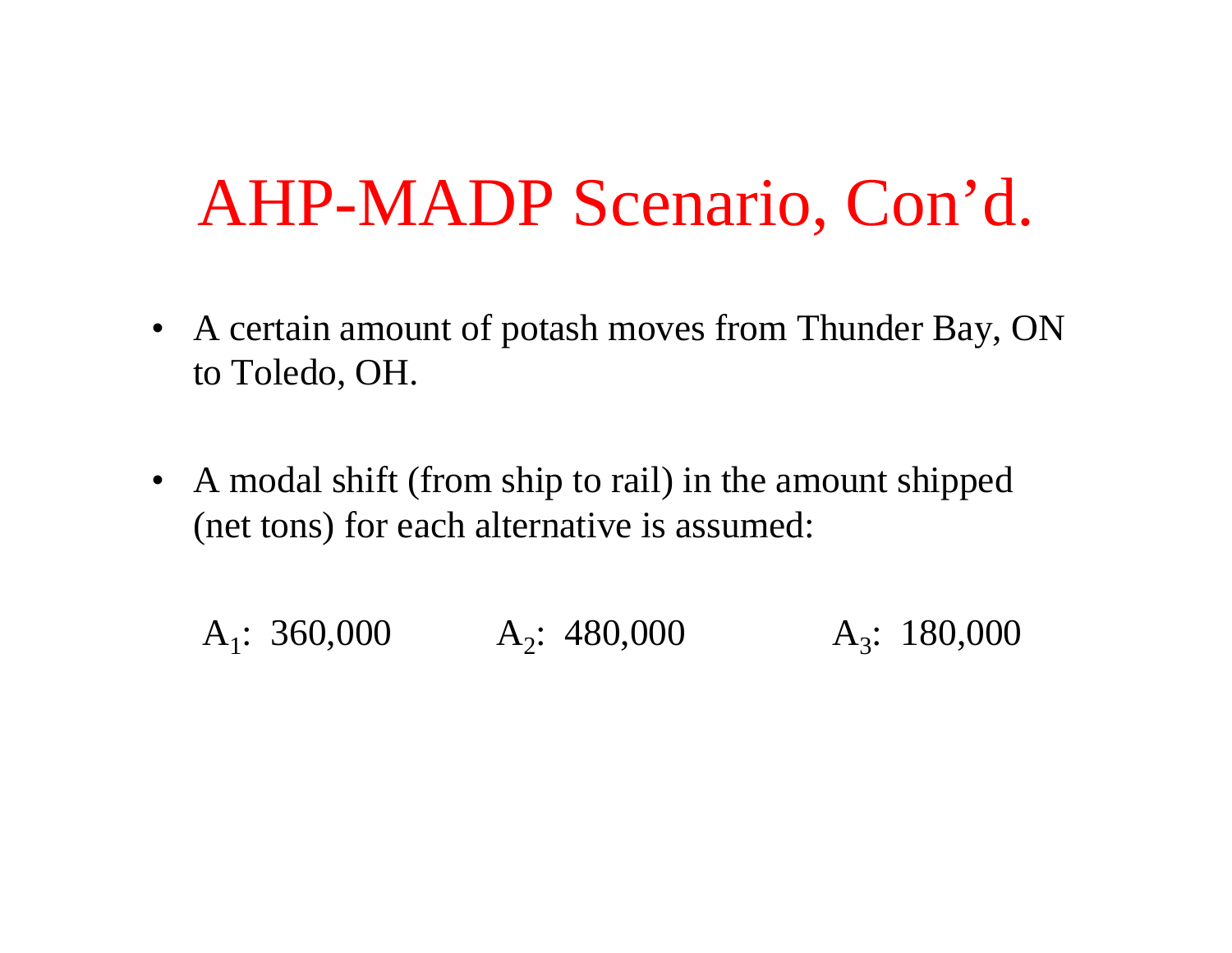# AHP-MADP Scenario, Con'd.

- A certain amount of potash moves from Thunder Bay, ON to Toledo, OH.
- A modal shift (from ship to rail) in the amount shipped (net tons) for each alternative is assumed:

$A_1$: 360,000 $A_2$: 480,000 $A_3$: 180,000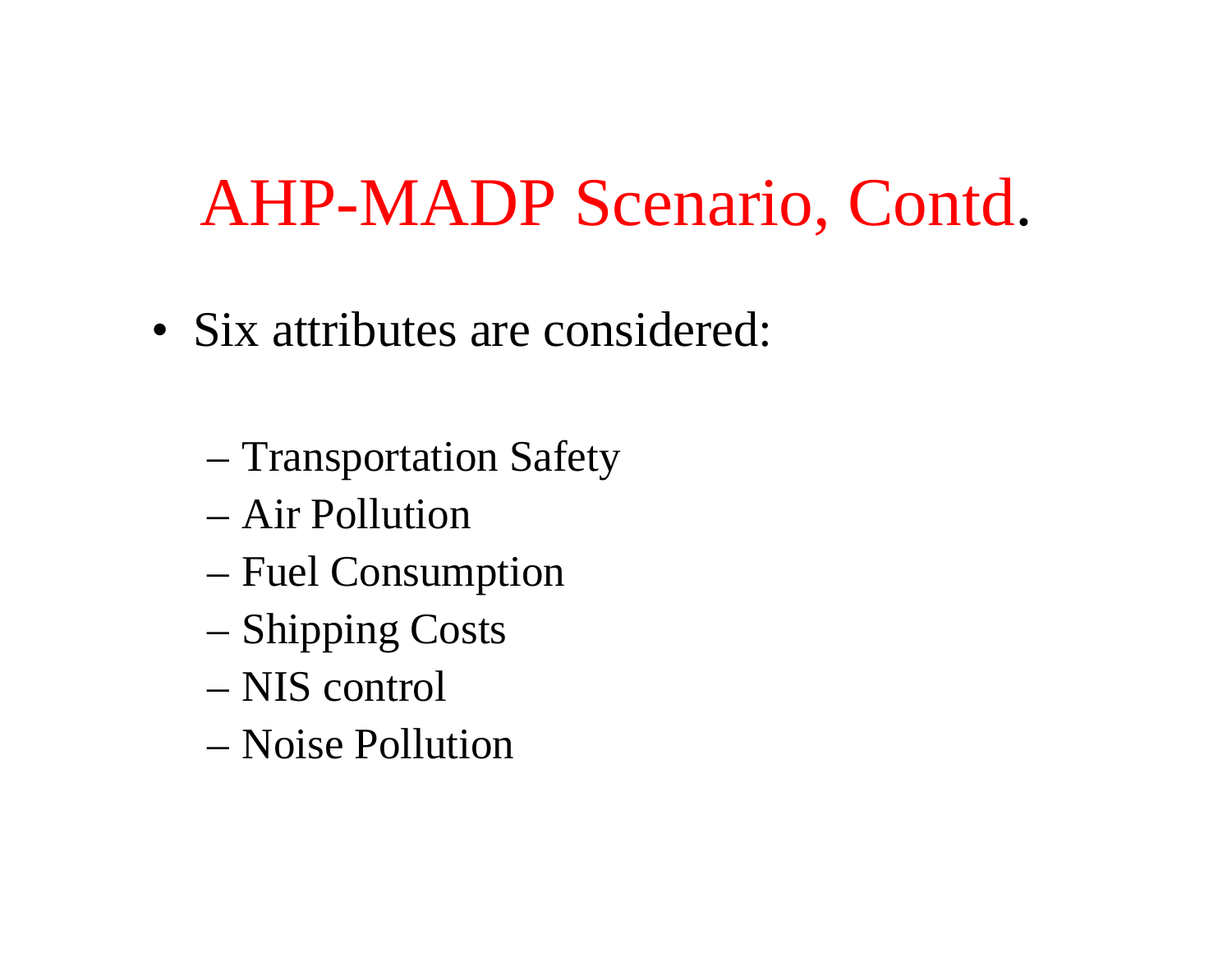# AHP-MADP Scenario, Contd.

- Six attributes are considered:
  - Transportation Safety
  - Air Pollution
  - Fuel Consumption
  - Shipping Costs
  - NIS control
  - Noise Pollution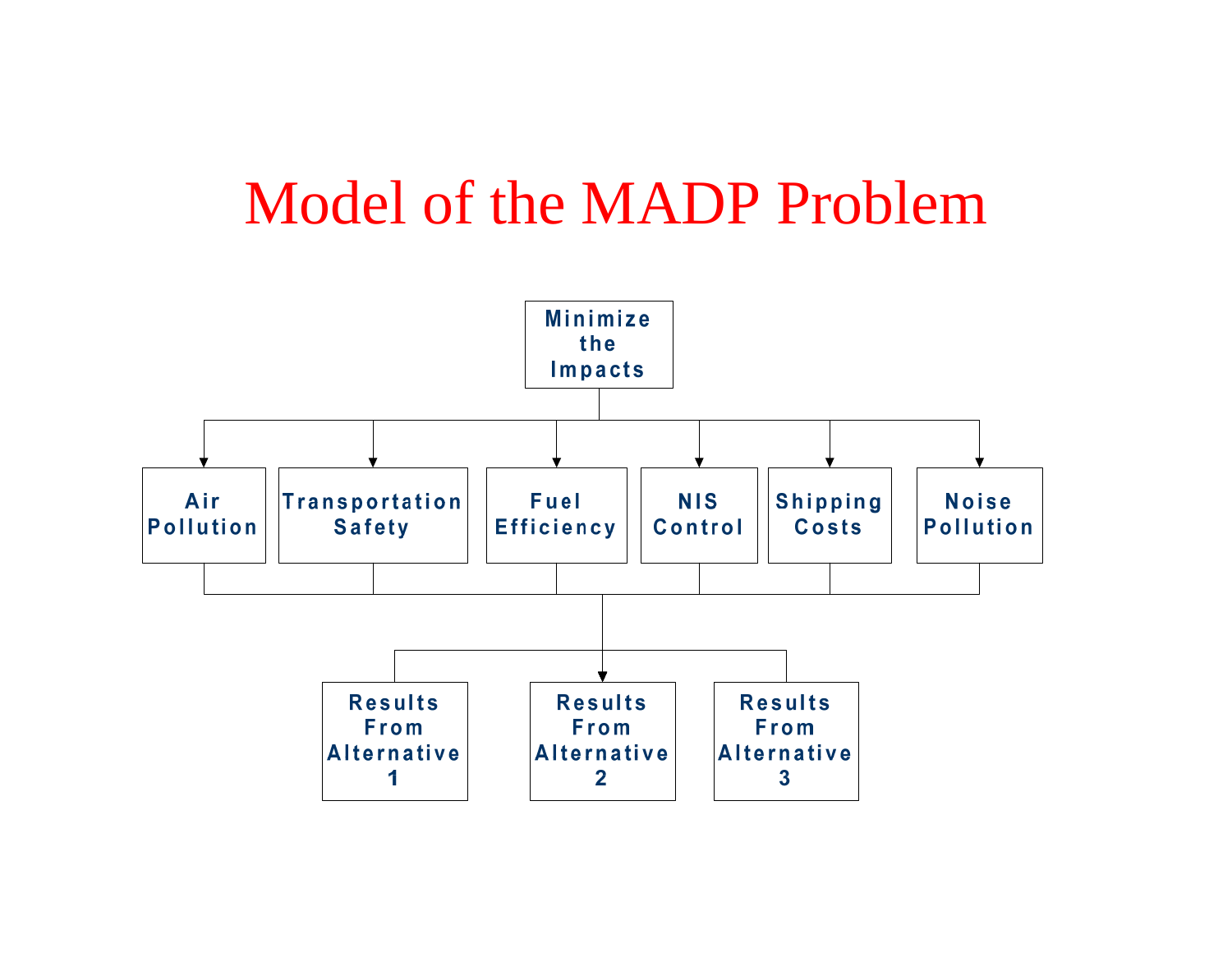# Model of the MADP Problem

Minimize the Impacts

Air Pollution

Transportation Safety

Fuel Efficiency

NIS Control

Shipping Costs

Noise Pollution

Results From Alternative 1

Results From Alternative 2

Results From Alternative 3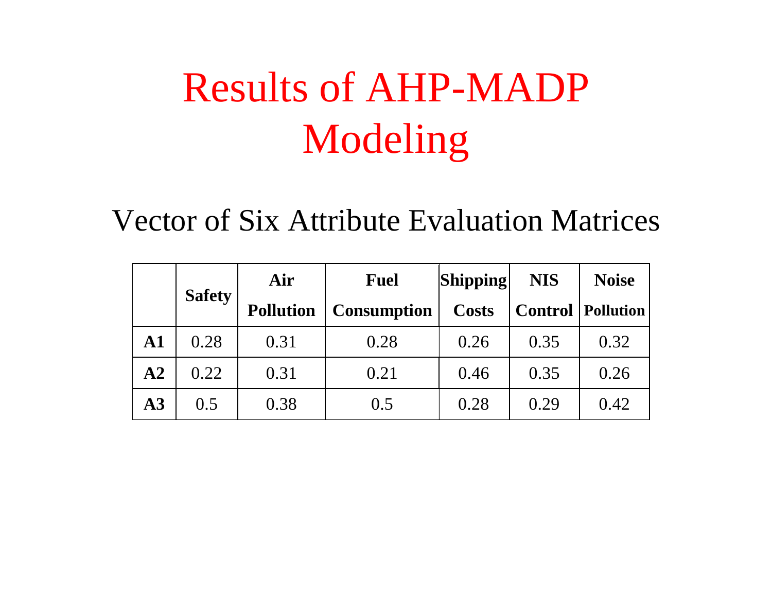# Results of AHP-MADP Modeling

## Vector of Six Attribute Evaluation Matrices

| | **Safety** | **Air Pollution** | **Fuel Consumption** | **Shipping Costs** | **NIS Control** | **Noise Pollution** |
|---|---|---|---|---|---|---|
| **A1** | 0.28 | 0.31 | 0.28 | 0.26 | 0.35 | 0.32 |
| **A2** | 0.22 | 0.31 | 0.21 | 0.46 | 0.35 | 0.26 |
| **A3** | 0.5 | 0.38 | 0.5 | 0.28 | 0.29 | 0.42 |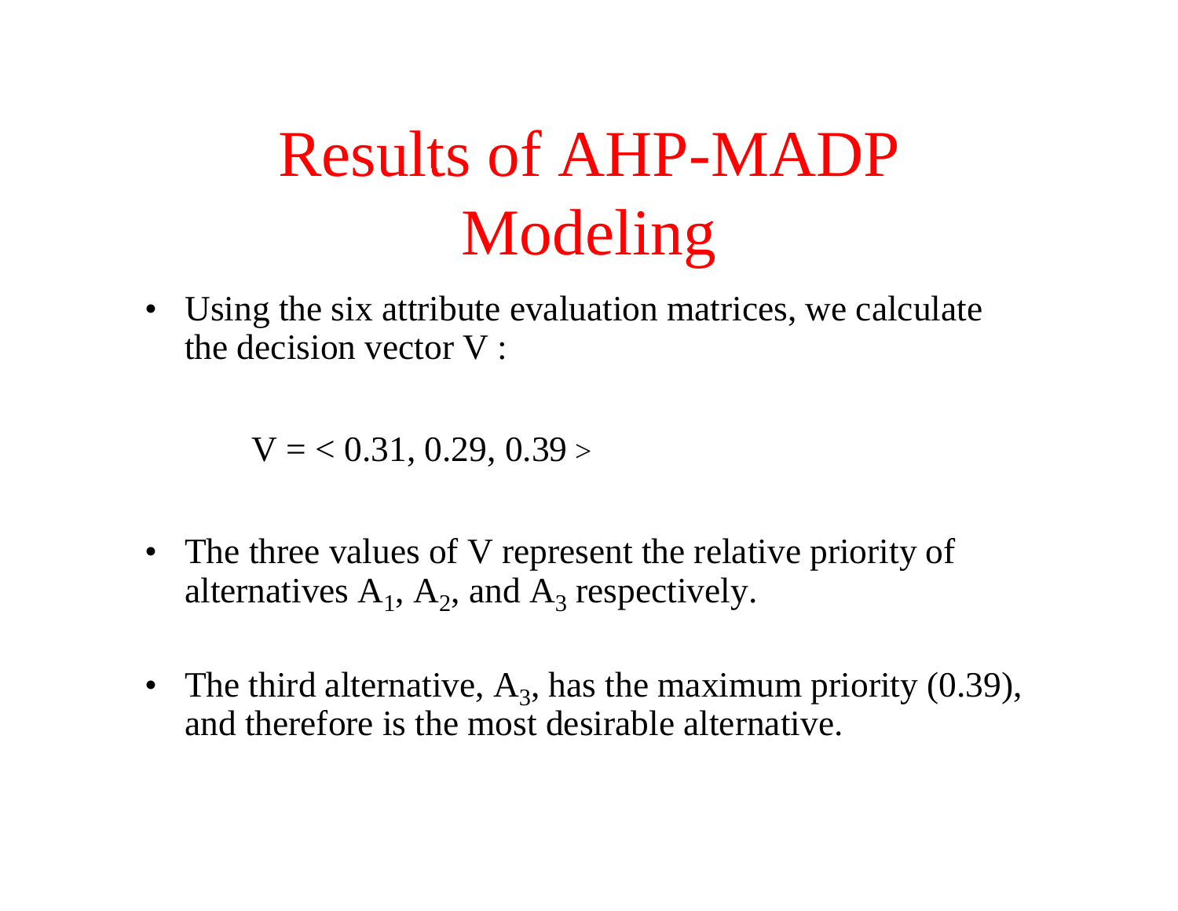# Results of AHP-MADP Modeling

- Using the six attribute evaluation matrices, we calculate the decision vector V :

$$V = < 0.31, 0.29, 0.39 >$$

- The three values of V represent the relative priority of alternatives $A_1$, $A_2$, and $A_3$ respectively.

- The third alternative, $A_3$, has the maximum priority (0.39), and therefore is the most desirable alternative.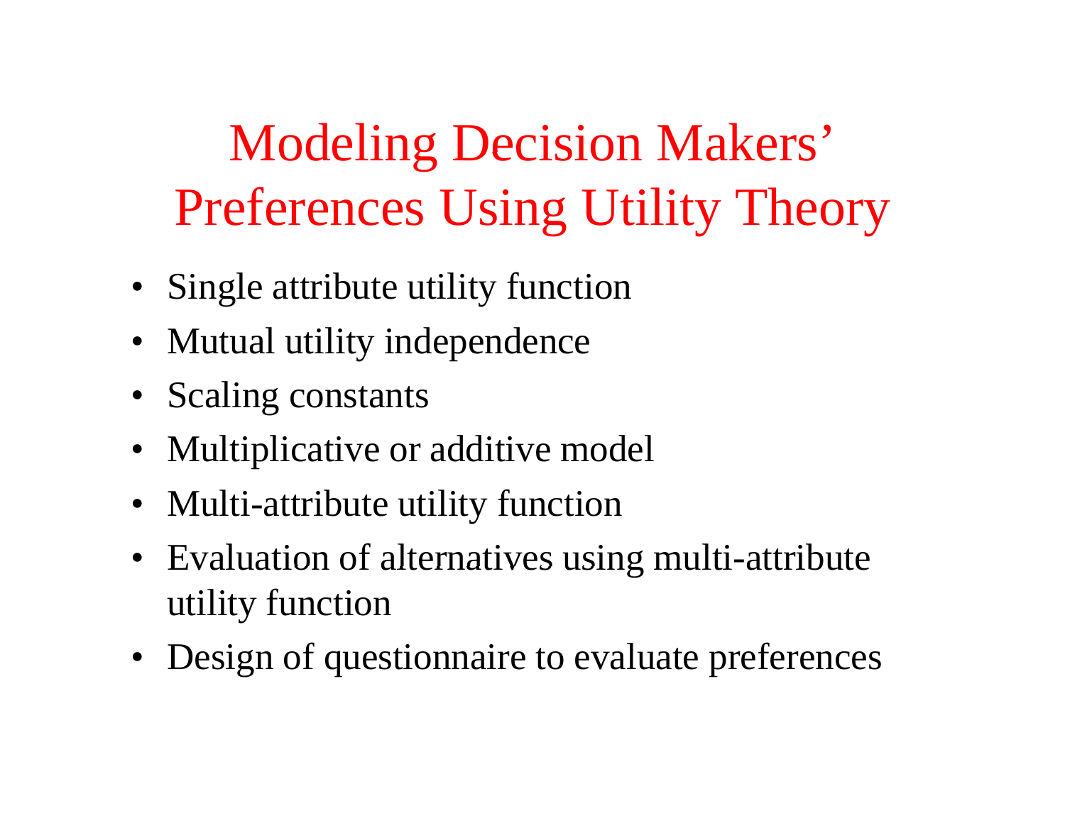# Modeling Decision Makers' Preferences Using Utility Theory

- Single attribute utility function
- Mutual utility independence
- Scaling constants
- Multiplicative or additive model
- Multi-attribute utility function
- Evaluation of alternatives using multi-attribute utility function
- Design of questionnaire to evaluate preferences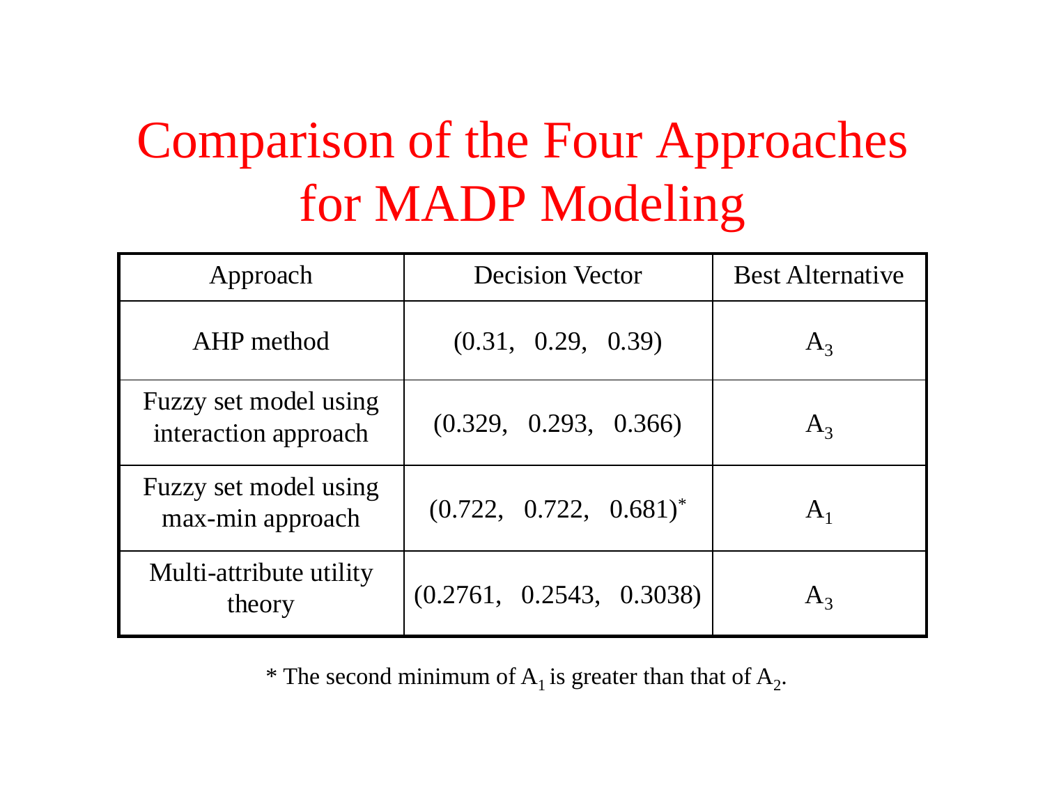# Comparison of the Four Approaches for MADP Modeling

| Approach | Decision Vector | Best Alternative |
|---|---|---|
| AHP method | (0.31, 0.29, 0.39) | $A_3$ |
| Fuzzy set model using interaction approach | (0.329, 0.293, 0.366) | $A_3$ |
| Fuzzy set model using max-min approach | (0.722, 0.722, 0.681)* | $A_1$ |
| Multi-attribute utility theory | (0.2761, 0.2543, 0.3038) | $A_3$ |

\* The second minimum of $A_1$ is greater than that of $A_2$.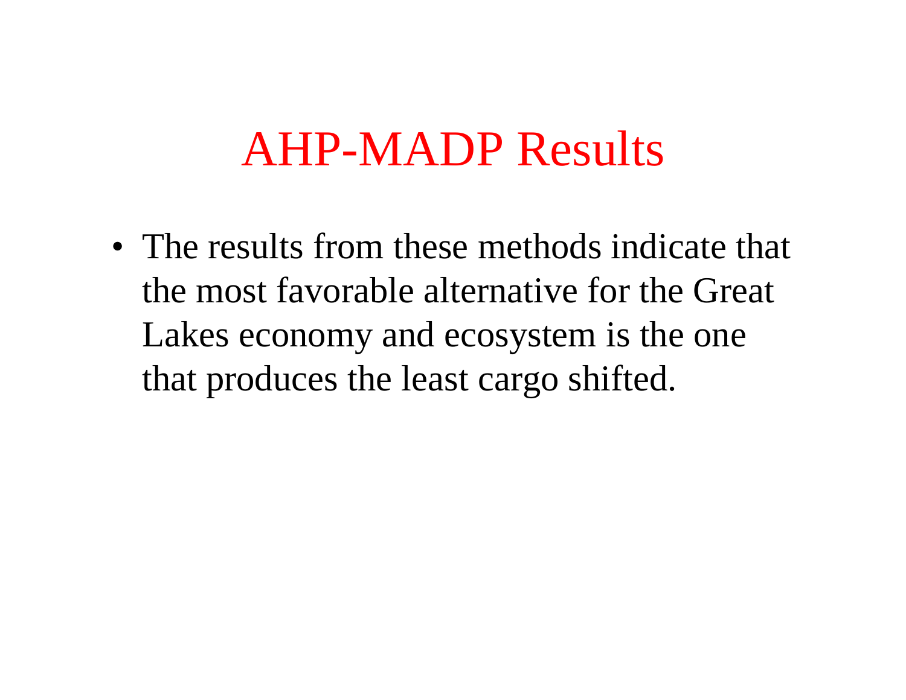# AHP-MADP Results

- The results from these methods indicate that the most favorable alternative for the Great Lakes economy and ecosystem is the one that produces the least cargo shifted.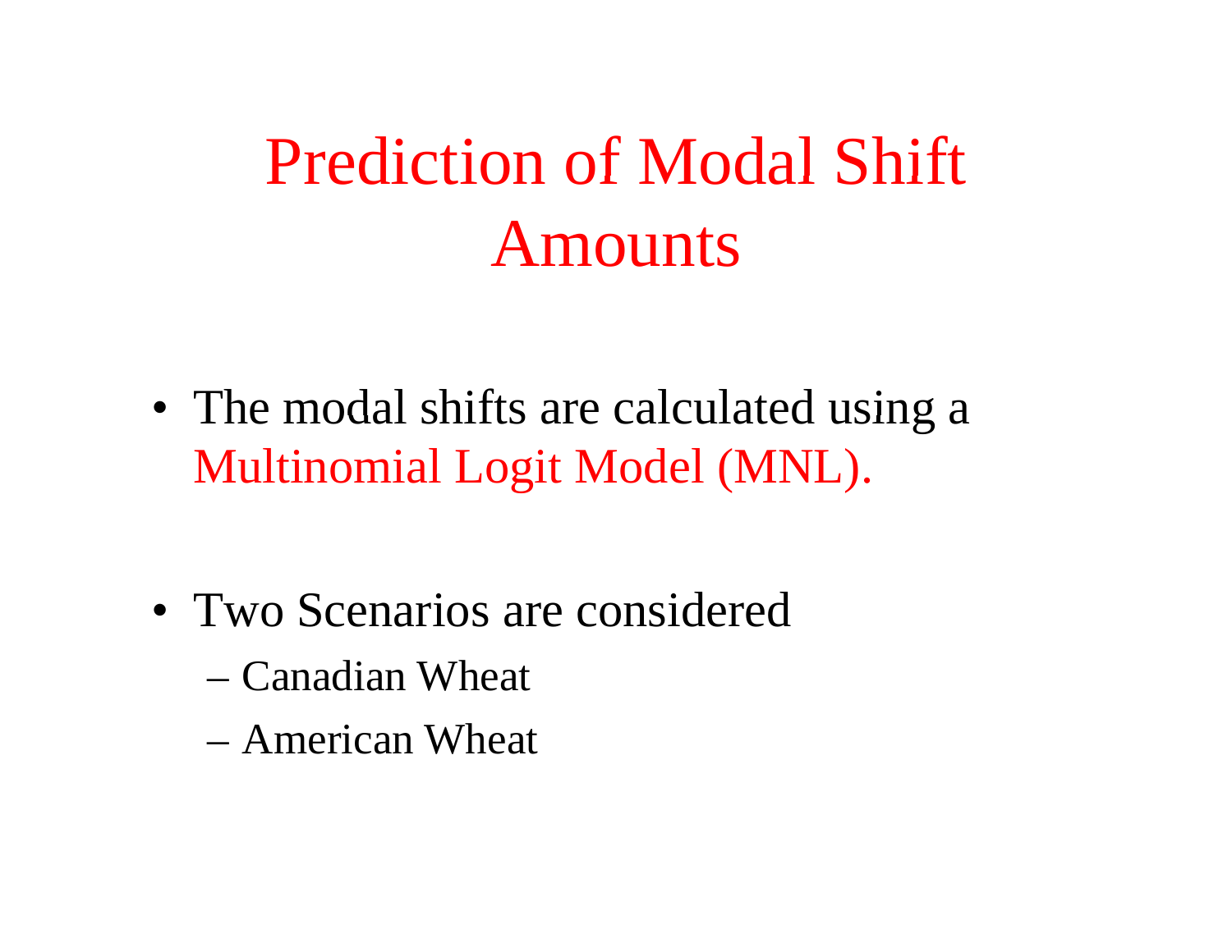# Prediction of Modal Shift Amounts

- The modal shifts are calculated using a Multinomial Logit Model (MNL).

- Two Scenarios are considered
  - Canadian Wheat
  - American Wheat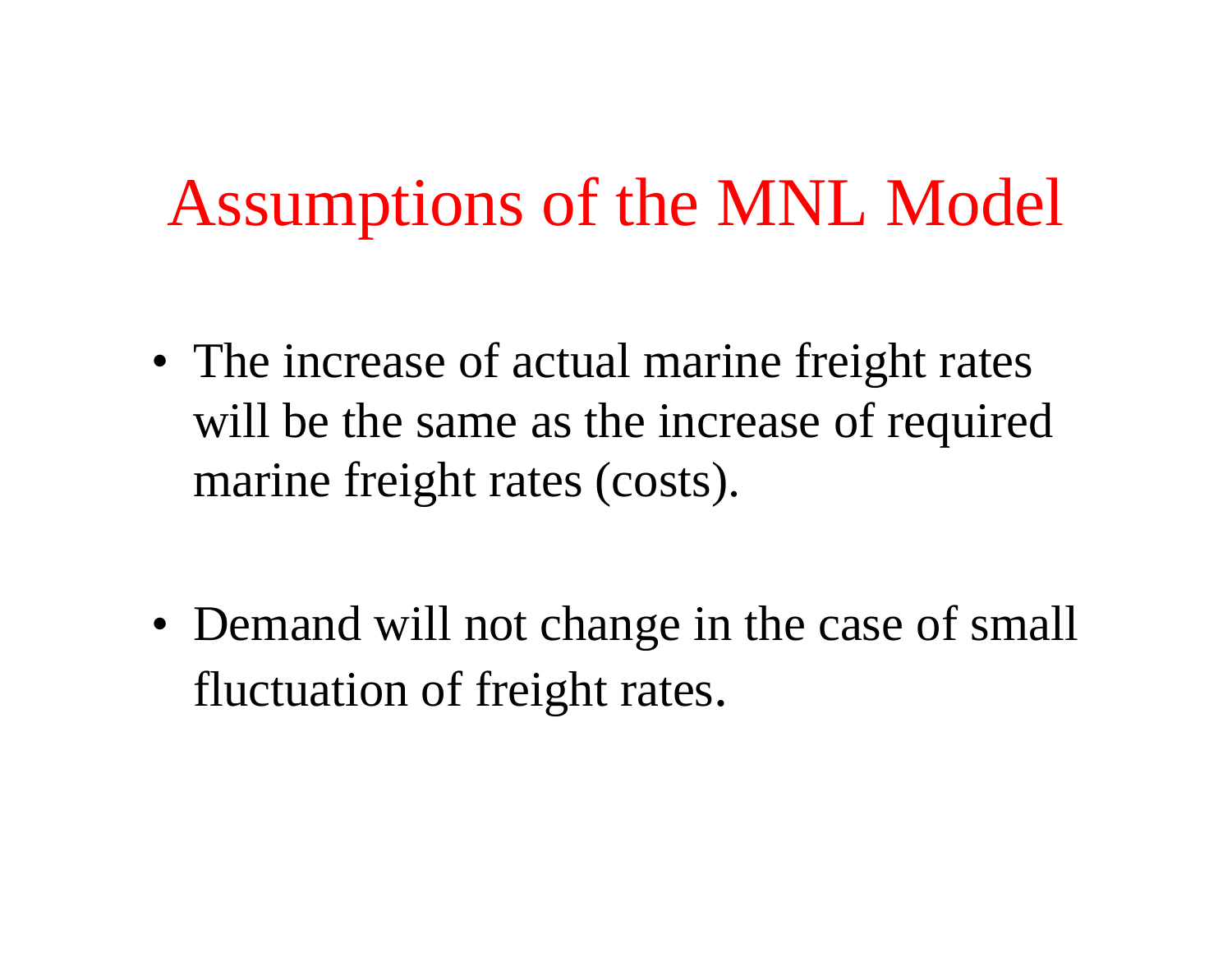# Assumptions of the MNL Model

- The increase of actual marine freight rates will be the same as the increase of required marine freight rates (costs).

- Demand will not change in the case of small fluctuation of freight rates.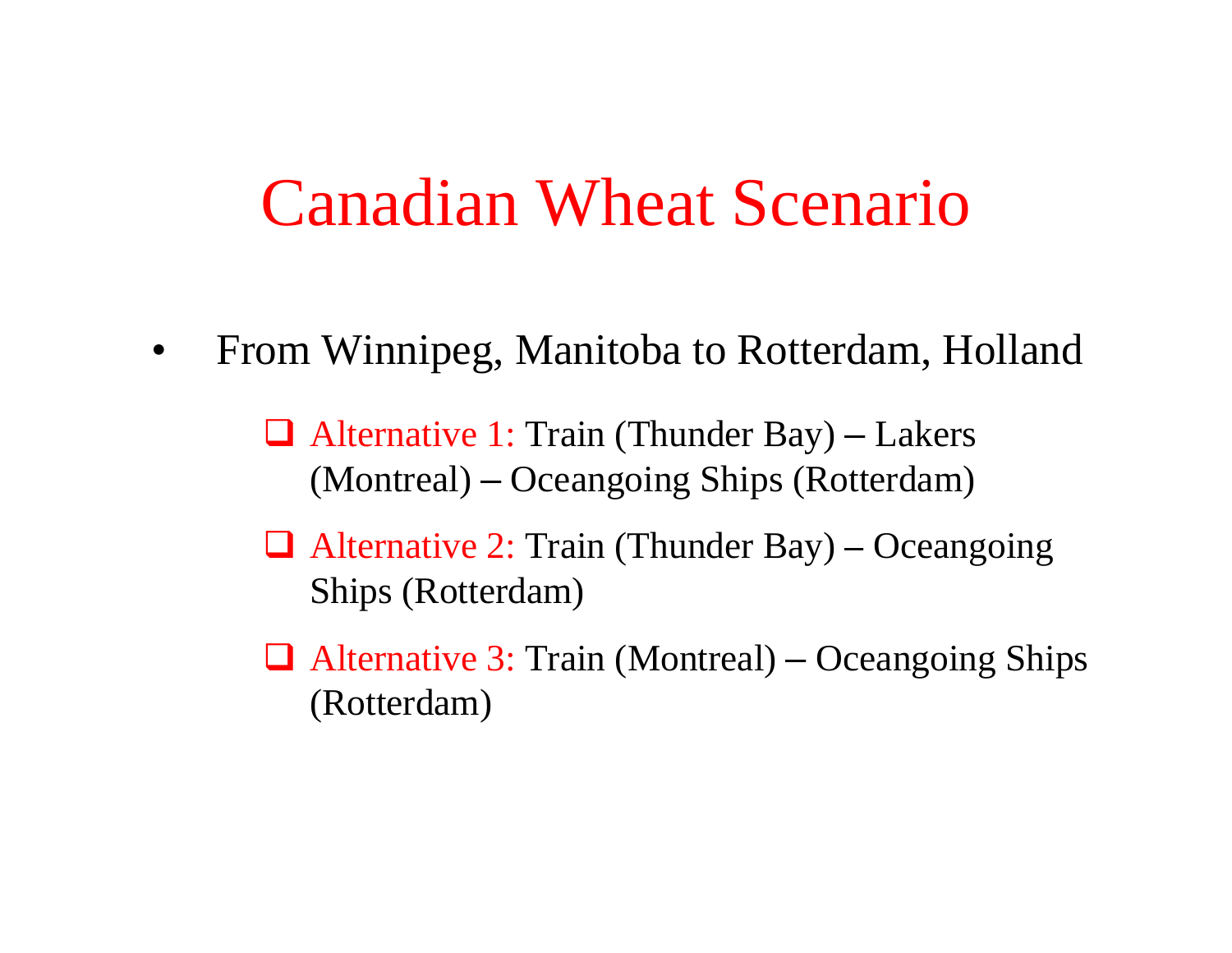# Canadian Wheat Scenario

- From Winnipeg, Manitoba to Rotterdam, Holland
  - Alternative 1: Train (Thunder Bay) – Lakers (Montreal) – Oceangoing Ships (Rotterdam)
  - Alternative 2: Train (Thunder Bay) – Oceangoing Ships (Rotterdam)
  - Alternative 3: Train (Montreal) – Oceangoing Ships (Rotterdam)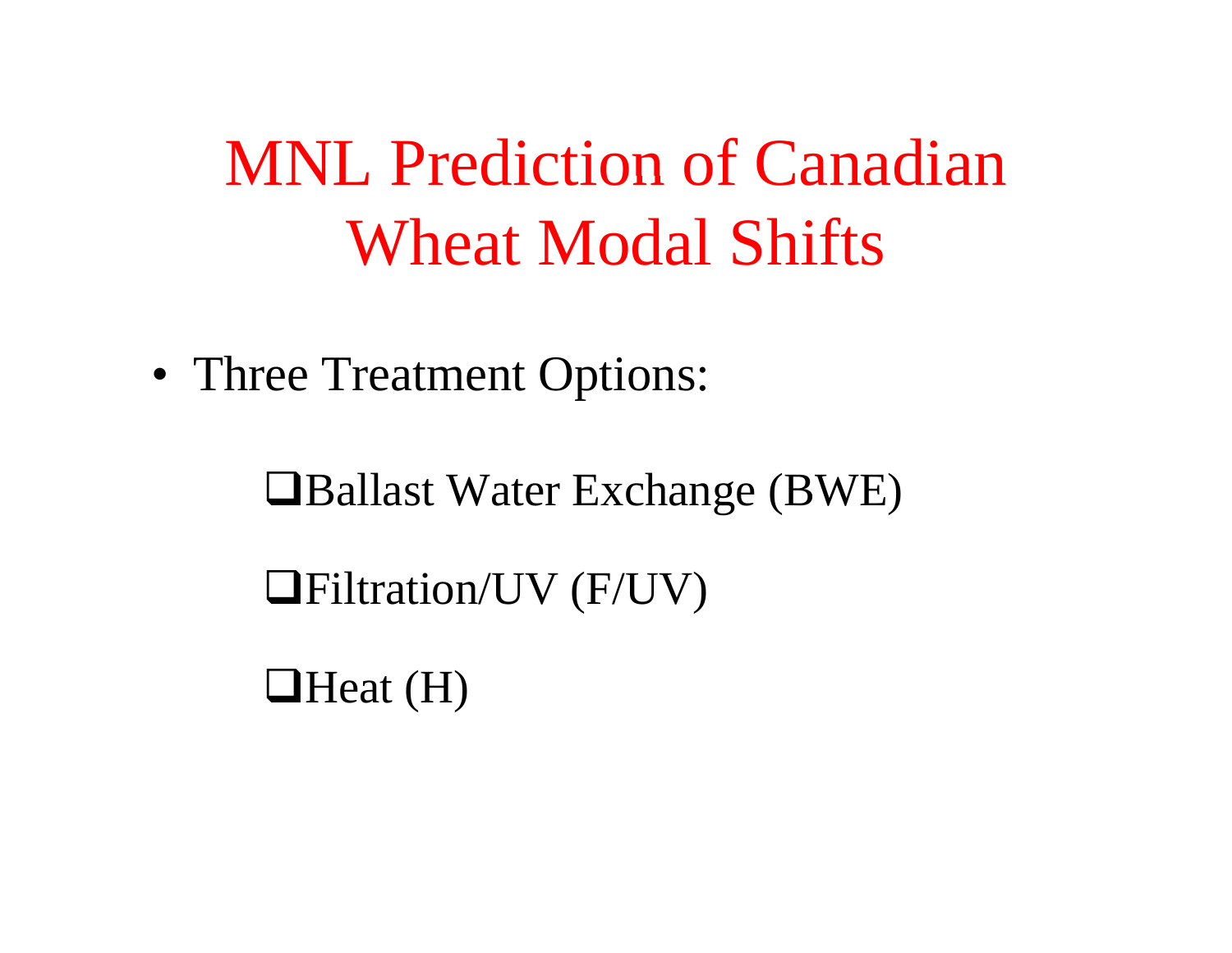# MNL Prediction of Canadian Wheat Modal Shifts

- Three Treatment Options:
  - ❑Ballast Water Exchange (BWE)
  - ❑Filtration/UV (F/UV)
  - ❑Heat (H)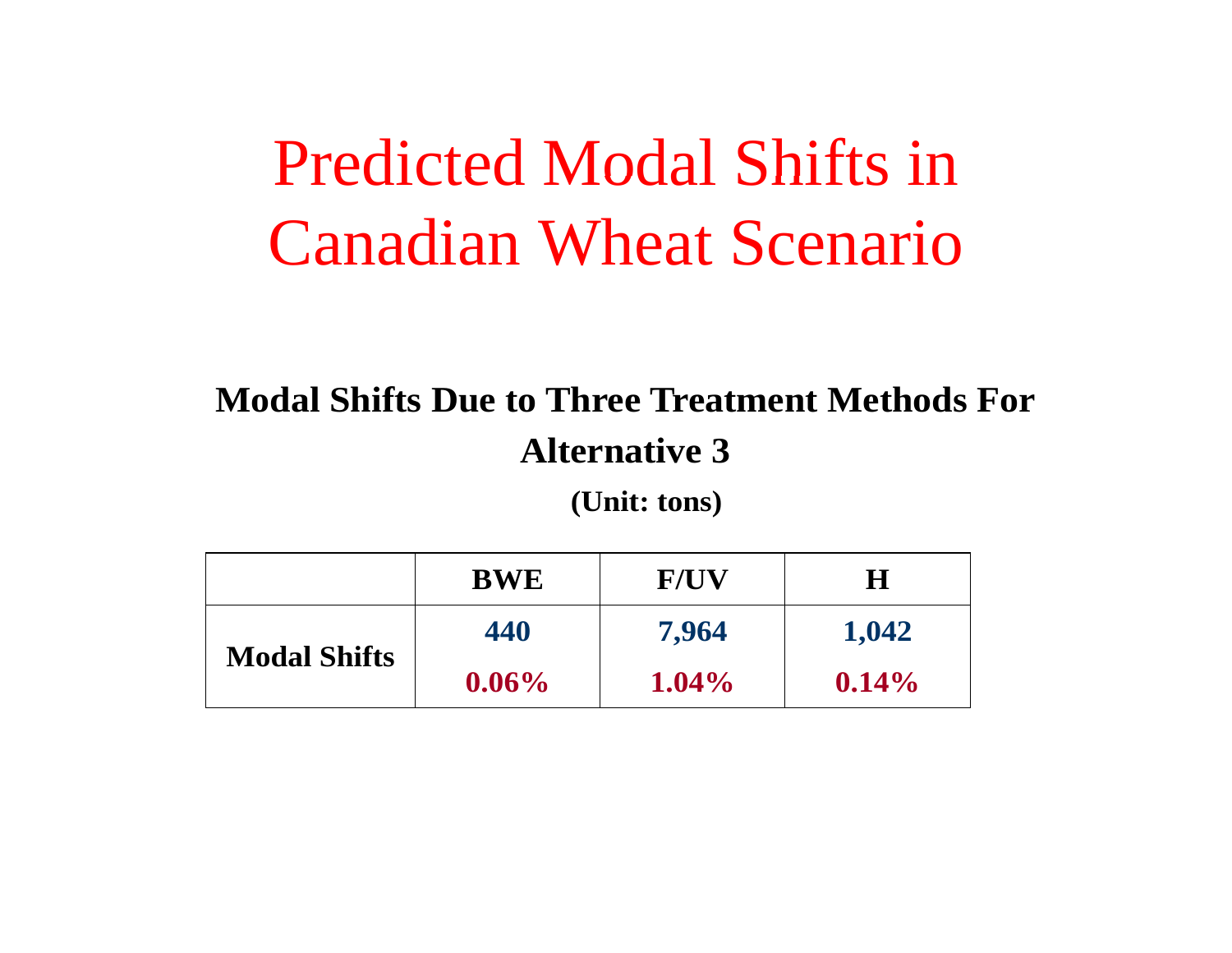# Predicted Modal Shifts in Canadian Wheat Scenario

**Modal Shifts Due to Three Treatment Methods For Alternative 3**

**(Unit: tons)**

| | BWE | F/UV | H |
|---|---|---|---|
| Modal Shifts | 440 | 7,964 | 1,042 |
| | 0.06% | 1.04% | 0.14% |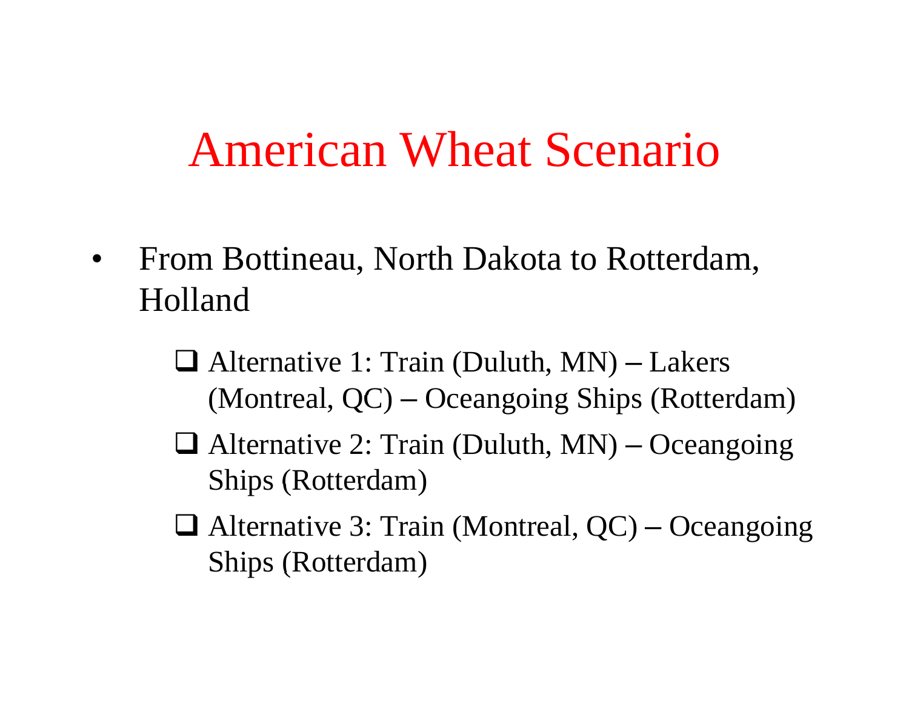# American Wheat Scenario

- From Bottineau, North Dakota to Rotterdam, Holland
  - Alternative 1: Train (Duluth, MN) – Lakers (Montreal, QC) – Oceangoing Ships (Rotterdam)
  - Alternative 2: Train (Duluth, MN) – Oceangoing Ships (Rotterdam)
  - Alternative 3: Train (Montreal, QC) – Oceangoing Ships (Rotterdam)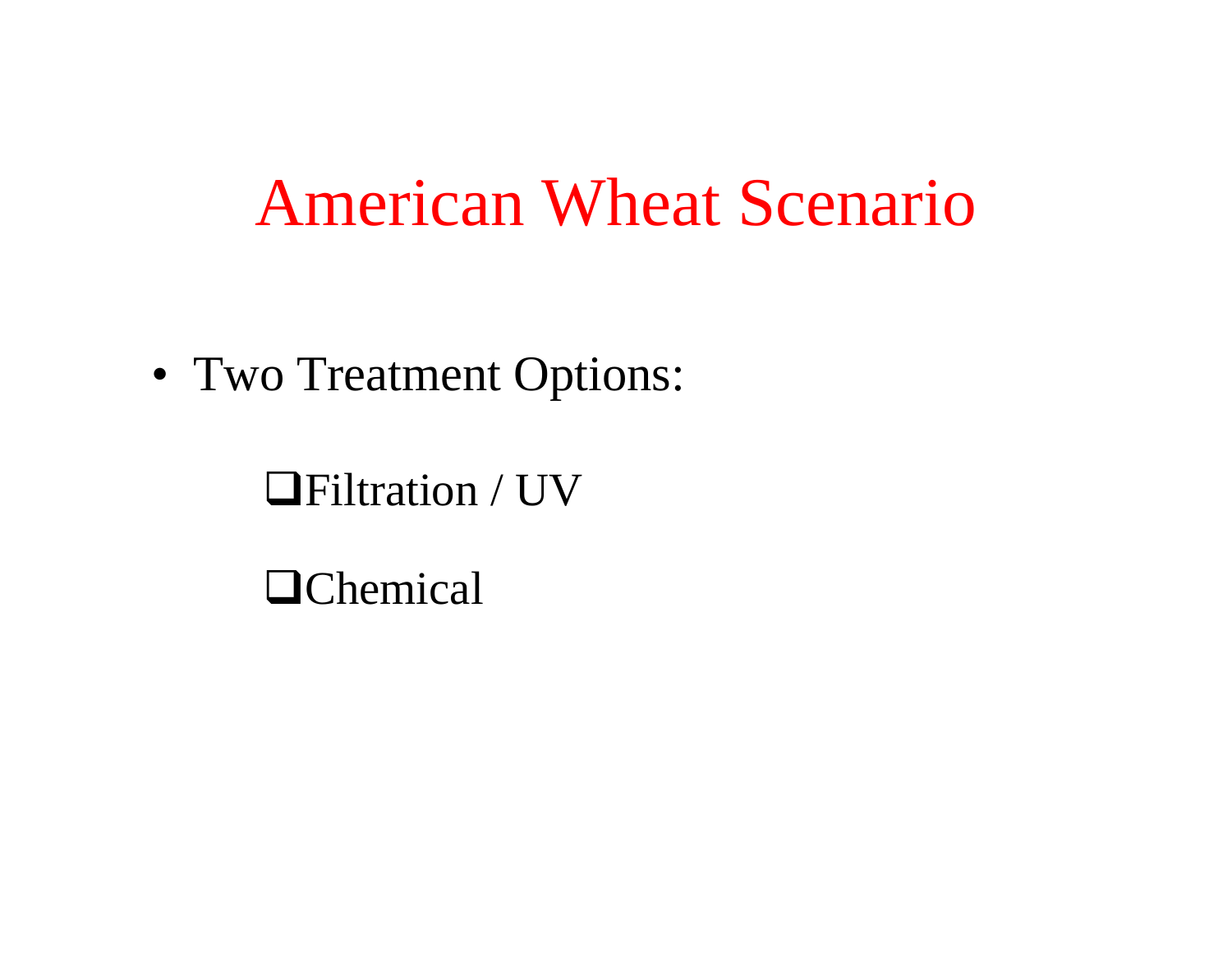# American Wheat Scenario

- Two Treatment Options:
  - ❑Filtration / UV
  - ❑Chemical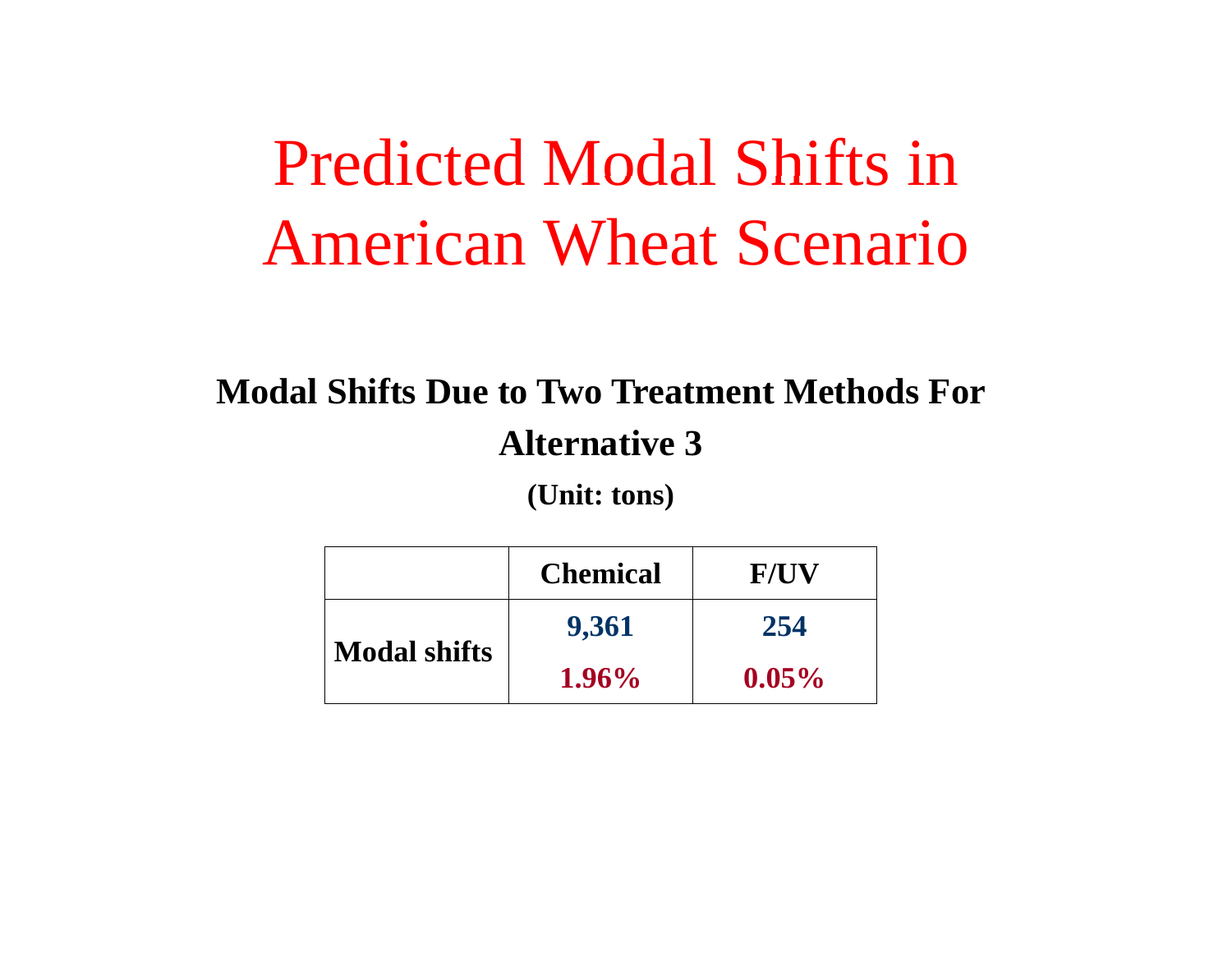# Predicted Modal Shifts in American Wheat Scenario

**Modal Shifts Due to Two Treatment Methods For Alternative 3**

**(Unit: tons)**

| | Chemical | F/UV |
|---|---|---|
| Modal shifts | 9,361<br>1.96% | 254<br>0.05% |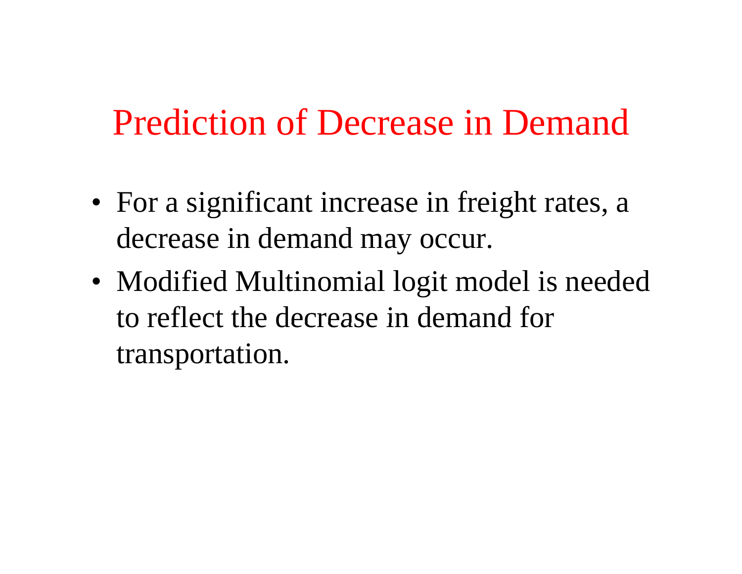# Prediction of Decrease in Demand

- For a significant increase in freight rates, a decrease in demand may occur.
- Modified Multinomial logit model is needed to reflect the decrease in demand for transportation.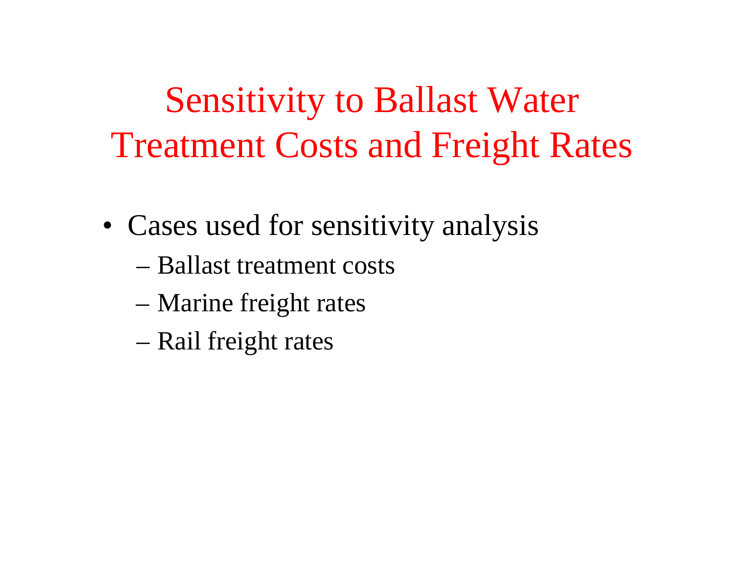# Sensitivity to Ballast Water Treatment Costs and Freight Rates

- Cases used for sensitivity analysis
  - Ballast treatment costs
  - Marine freight rates
  - Rail freight rates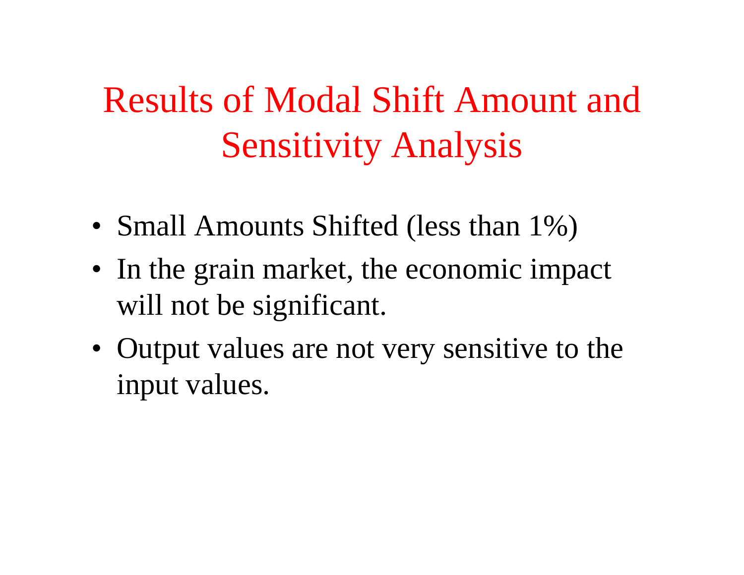# Results of Modal Shift Amount and Sensitivity Analysis

- Small Amounts Shifted (less than 1%)
- In the grain market, the economic impact will not be significant.
- Output values are not very sensitive to the input values.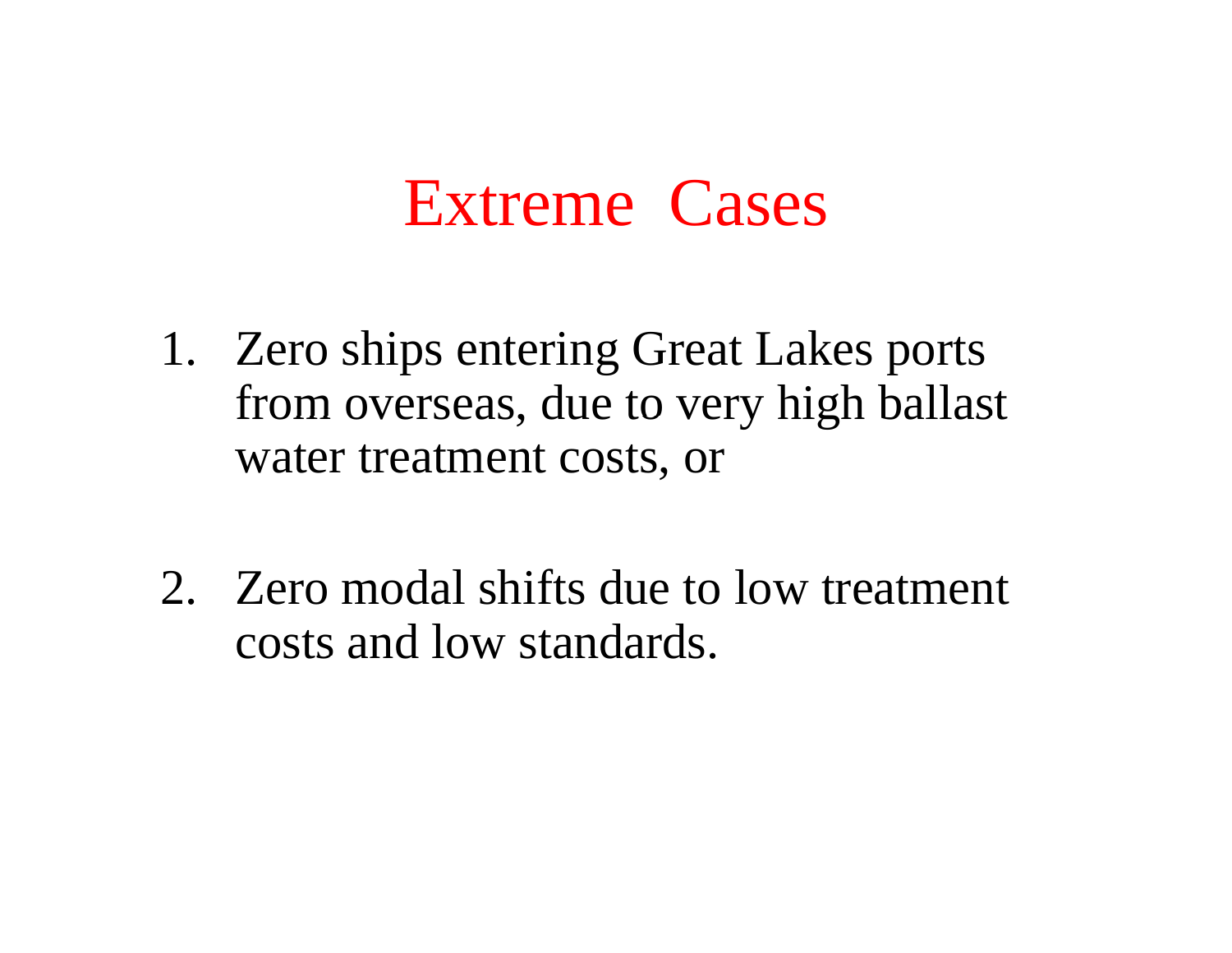# Extreme Cases

1. Zero ships entering Great Lakes ports from overseas, due to very high ballast water treatment costs, or

2. Zero modal shifts due to low treatment costs and low standards.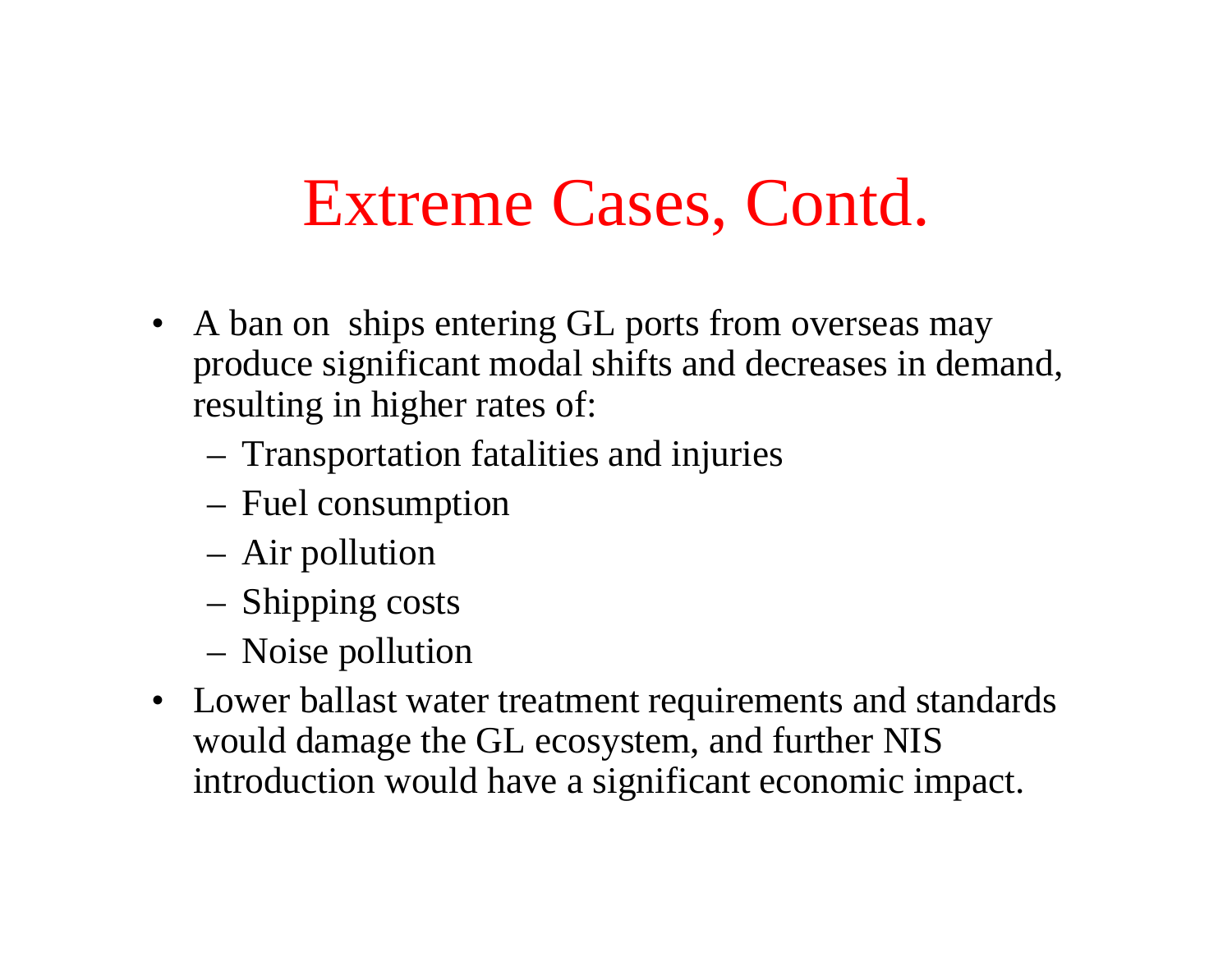# Extreme Cases, Contd.

- A ban on ships entering GL ports from overseas may produce significant modal shifts and decreases in demand, resulting in higher rates of:
  - Transportation fatalities and injuries
  - Fuel consumption
  - Air pollution
  - Shipping costs
  - Noise pollution
- Lower ballast water treatment requirements and standards would damage the GL ecosystem, and further NIS introduction would have a significant economic impact.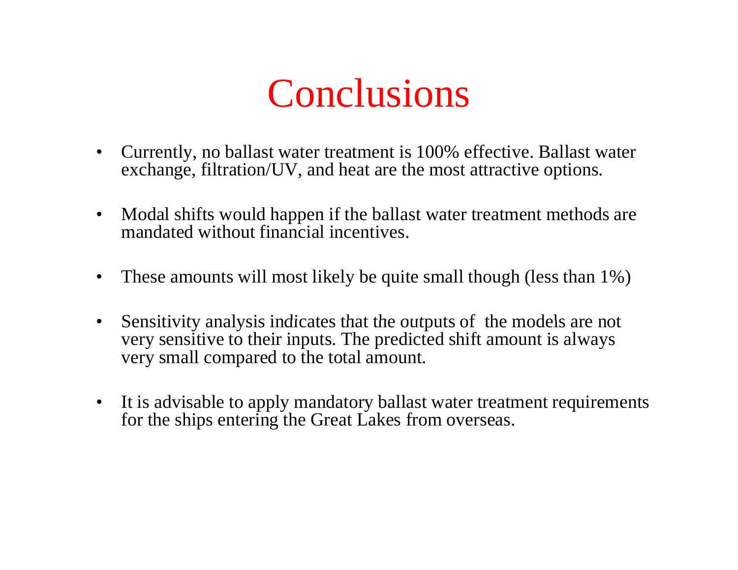# Conclusions

- Currently, no ballast water treatment is 100% effective. Ballast water exchange, filtration/UV, and heat are the most attractive options.
- Modal shifts would happen if the ballast water treatment methods are mandated without financial incentives.
- These amounts will most likely be quite small though (less than 1%)
- Sensitivity analysis indicates that the outputs of the models are not very sensitive to their inputs. The predicted shift amount is always very small compared to the total amount.
- It is advisable to apply mandatory ballast water treatment requirements for the ships entering the Great Lakes from overseas.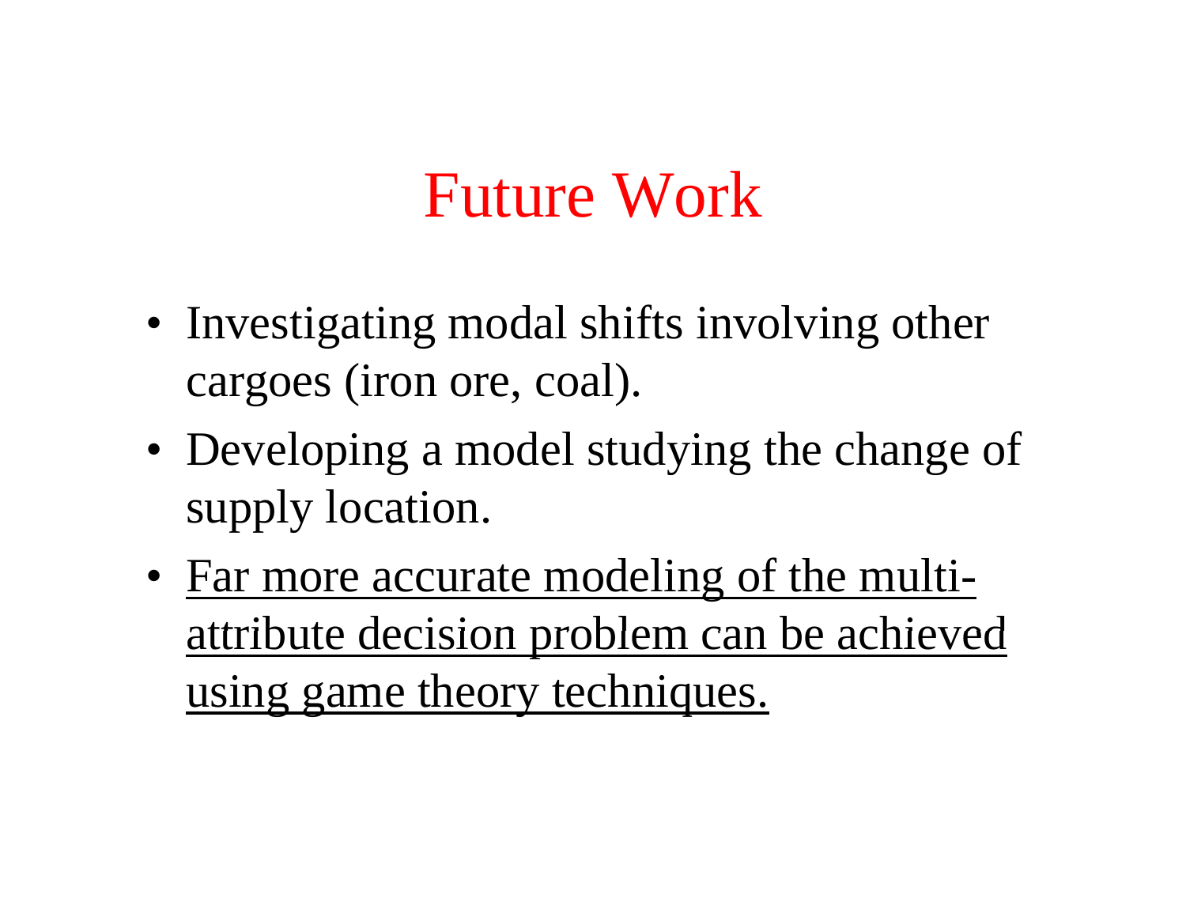# Future Work

- Investigating modal shifts involving other cargoes (iron ore, coal).
- Developing a model studying the change of supply location.
- <u>Far more accurate modeling of the multi-attribute decision problem can be achieved using game theory techniques.</u>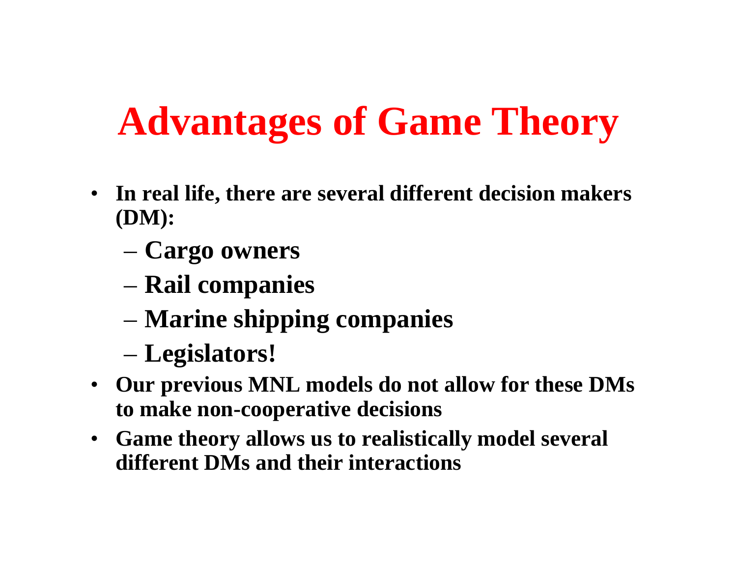# Advantages of Game Theory

- **In real life, there are several different decision makers (DM):**
  - **Cargo owners**
  - **Rail companies**
  - **Marine shipping companies**
  - **Legislators!**
- **Our previous MNL models do not allow for these DMs to make non-cooperative decisions**
- **Game theory allows us to realistically model several different DMs and their interactions**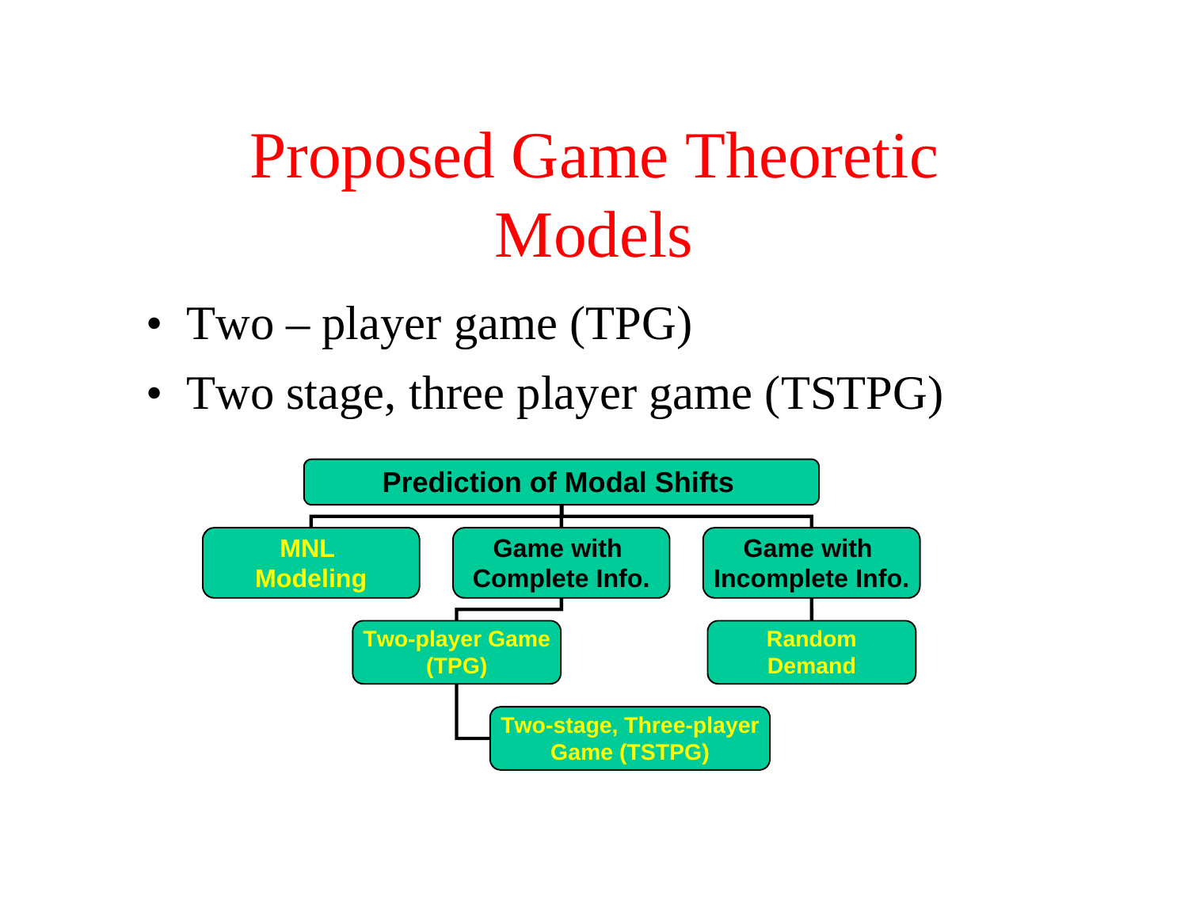# Proposed Game Theoretic Models

- Two – player game (TPG)
- Two stage, three player game (TSTPG)

- Prediction of Modal Shifts
  - MNL Modeling
  - Game with Complete Info.
    - Two-player Game (TPG)
      - Two-stage, Three-player Game (TSTPG)
  - Game with Incomplete Info.
    - Random Demand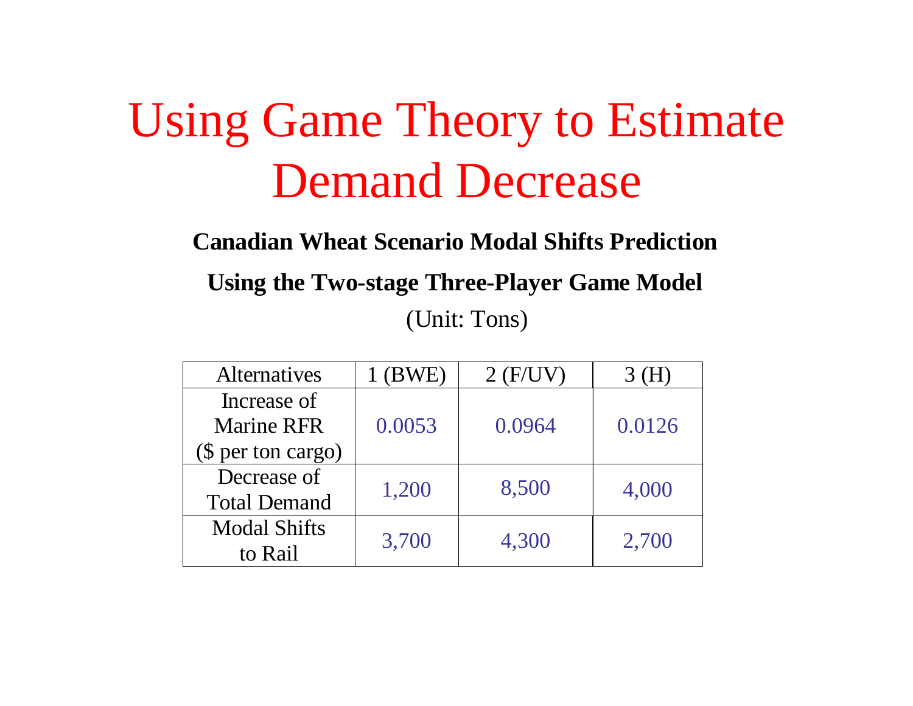# Using Game Theory to Estimate Demand Decrease

**Canadian Wheat Scenario Modal Shifts Prediction**

**Using the Two-stage Three-Player Game Model**

(Unit: Tons)

| Alternatives | 1 (BWE) | 2 (F/UV) | 3 (H) |
|---|---|---|---|
| Increase of Marine RFR ($ per ton cargo) | 0.0053 | 0.0964 | 0.0126 |
| Decrease of Total Demand | 1,200 | 8,500 | 4,000 |
| Modal Shifts to Rail | 3,700 | 4,300 | 2,700 |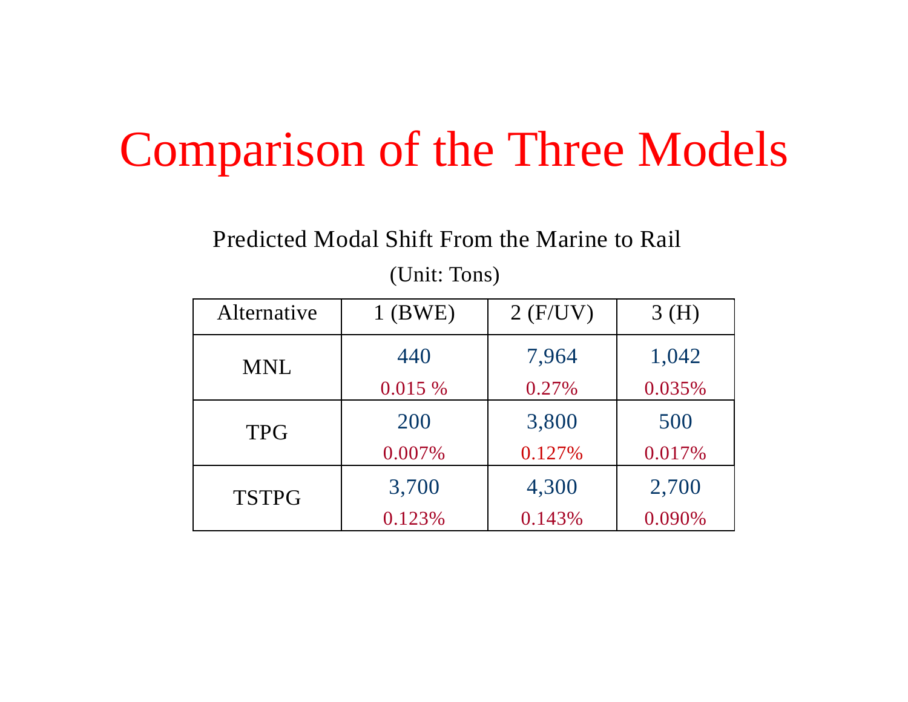# Comparison of the Three Models

Predicted Modal Shift From the Marine to Rail

(Unit: Tons)

| Alternative | 1 (BWE) | 2 (F/UV) | 3 (H) |
| --- | --- | --- | --- |
| MNL | 440<br>0.015 % | 7,964<br>0.27% | 1,042<br>0.035% |
| TPG | 200<br>0.007% | 3,800<br>0.127% | 500<br>0.017% |
| TSTPG | 3,700<br>0.123% | 4,300<br>0.143% | 2,700<br>0.090% |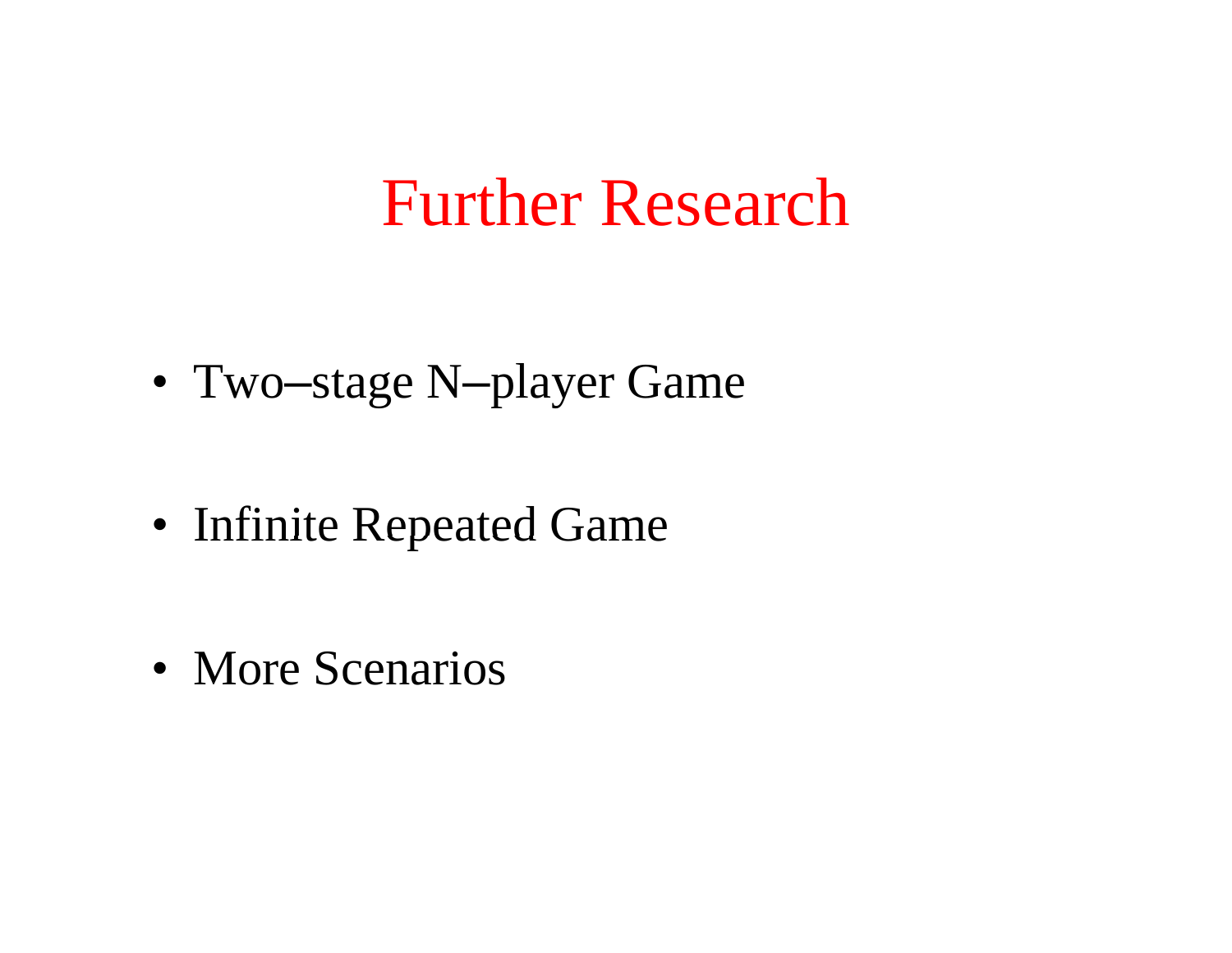# Further Research

- Two–stage N–player Game
- Infinite Repeated Game
- More Scenarios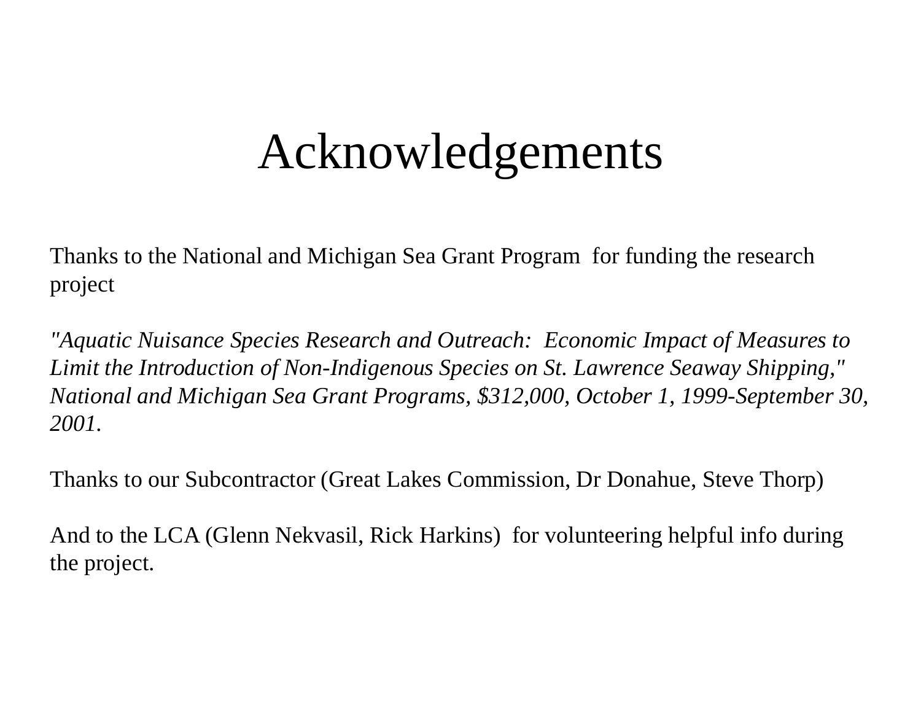# Acknowledgements

Thanks to the National and Michigan Sea Grant Program for funding the research project

*"Aquatic Nuisance Species Research and Outreach: Economic Impact of Measures to Limit the Introduction of Non-Indigenous Species on St. Lawrence Seaway Shipping," National and Michigan Sea Grant Programs, $312,000, October 1, 1999-September 30, 2001.*

Thanks to our Subcontractor (Great Lakes Commission, Dr Donahue, Steve Thorp)

And to the LCA (Glenn Nekvasil, Rick Harkins) for volunteering helpful info during the project.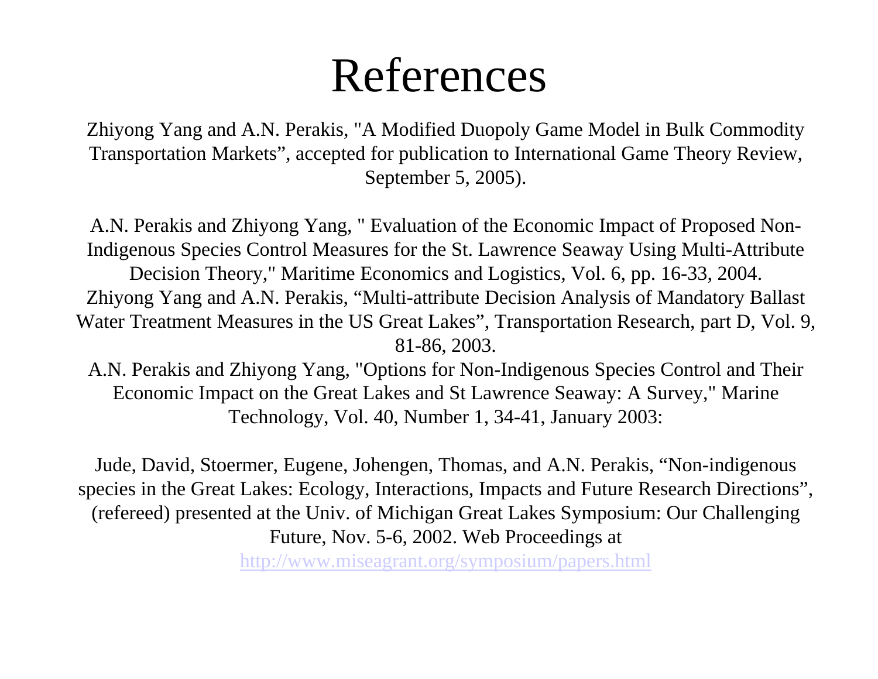# References

Zhiyong Yang and A.N. Perakis, "A Modified Duopoly Game Model in Bulk Commodity Transportation Markets", accepted for publication to International Game Theory Review, September 5, 2005).

A.N. Perakis and Zhiyong Yang, " Evaluation of the Economic Impact of Proposed Non-Indigenous Species Control Measures for the St. Lawrence Seaway Using Multi-Attribute Decision Theory," Maritime Economics and Logistics, Vol. 6, pp. 16-33, 2004.

Zhiyong Yang and A.N. Perakis, "Multi-attribute Decision Analysis of Mandatory Ballast Water Treatment Measures in the US Great Lakes", Transportation Research, part D, Vol. 9, 81-86, 2003.

A.N. Perakis and Zhiyong Yang, "Options for Non-Indigenous Species Control and Their Economic Impact on the Great Lakes and St Lawrence Seaway: A Survey," Marine Technology, Vol. 40, Number 1, 34-41, January 2003:

Jude, David, Stoermer, Eugene, Johengen, Thomas, and A.N. Perakis, "Non-indigenous species in the Great Lakes: Ecology, Interactions, Impacts and Future Research Directions", (refereed) presented at the Univ. of Michigan Great Lakes Symposium: Our Challenging Future, Nov. 5-6, 2002. Web Proceedings at http://www.miseagrant.org/symposium/papers.html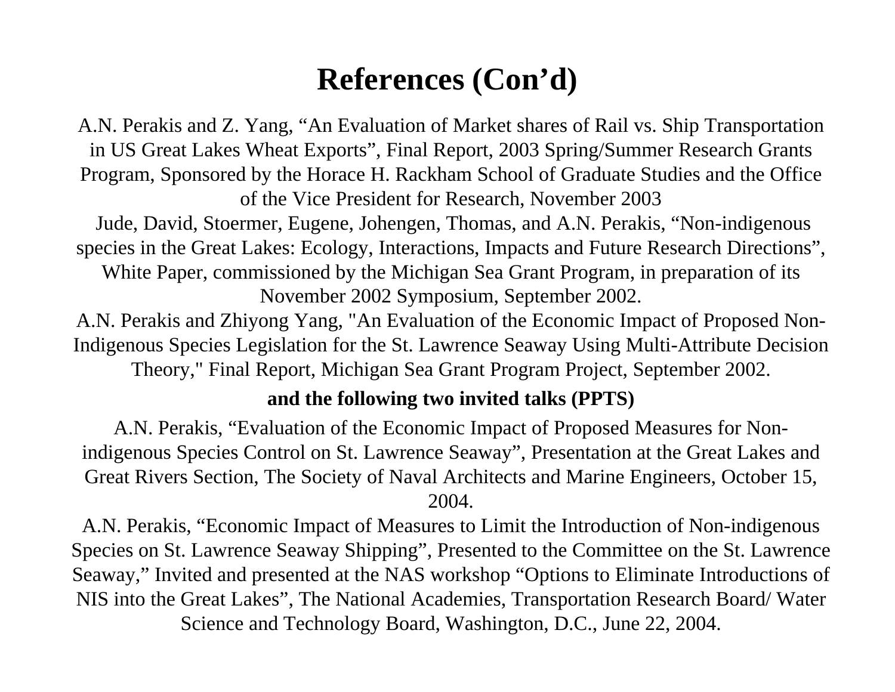# References (Con'd)

A.N. Perakis and Z. Yang, "An Evaluation of Market shares of Rail vs. Ship Transportation in US Great Lakes Wheat Exports", Final Report, 2003 Spring/Summer Research Grants Program, Sponsored by the Horace H. Rackham School of Graduate Studies and the Office of the Vice President for Research, November 2003

Jude, David, Stoermer, Eugene, Johengen, Thomas, and A.N. Perakis, "Non-indigenous species in the Great Lakes: Ecology, Interactions, Impacts and Future Research Directions", White Paper, commissioned by the Michigan Sea Grant Program, in preparation of its November 2002 Symposium, September 2002.

A.N. Perakis and Zhiyong Yang, "An Evaluation of the Economic Impact of Proposed Non-Indigenous Species Legislation for the St. Lawrence Seaway Using Multi-Attribute Decision Theory," Final Report, Michigan Sea Grant Program Project, September 2002.

**and the following two invited talks (PPTS)**

A.N. Perakis, "Evaluation of the Economic Impact of Proposed Measures for Non-indigenous Species Control on St. Lawrence Seaway", Presentation at the Great Lakes and Great Rivers Section, The Society of Naval Architects and Marine Engineers, October 15, 2004.

A.N. Perakis, "Economic Impact of Measures to Limit the Introduction of Non-indigenous Species on St. Lawrence Seaway Shipping", Presented to the Committee on the St. Lawrence Seaway," Invited and presented at the NAS workshop "Options to Eliminate Introductions of NIS into the Great Lakes", The National Academies, Transportation Research Board/ Water Science and Technology Board, Washington, D.C., June 22, 2004.